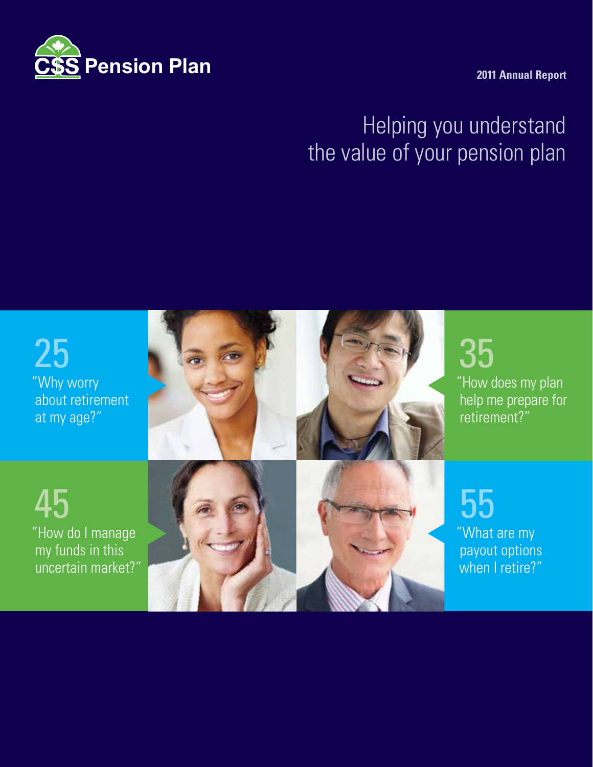# CSS Pension Plan

**2011 Annual Report**

## Helping you understand the value of your pension plan

25

"Why worry about retirement at my age?"

35

"How does my plan help me prepare for retirement?"

45

"How do I manage my funds in this uncertain market?"

55

"What are my payout options when I retire?"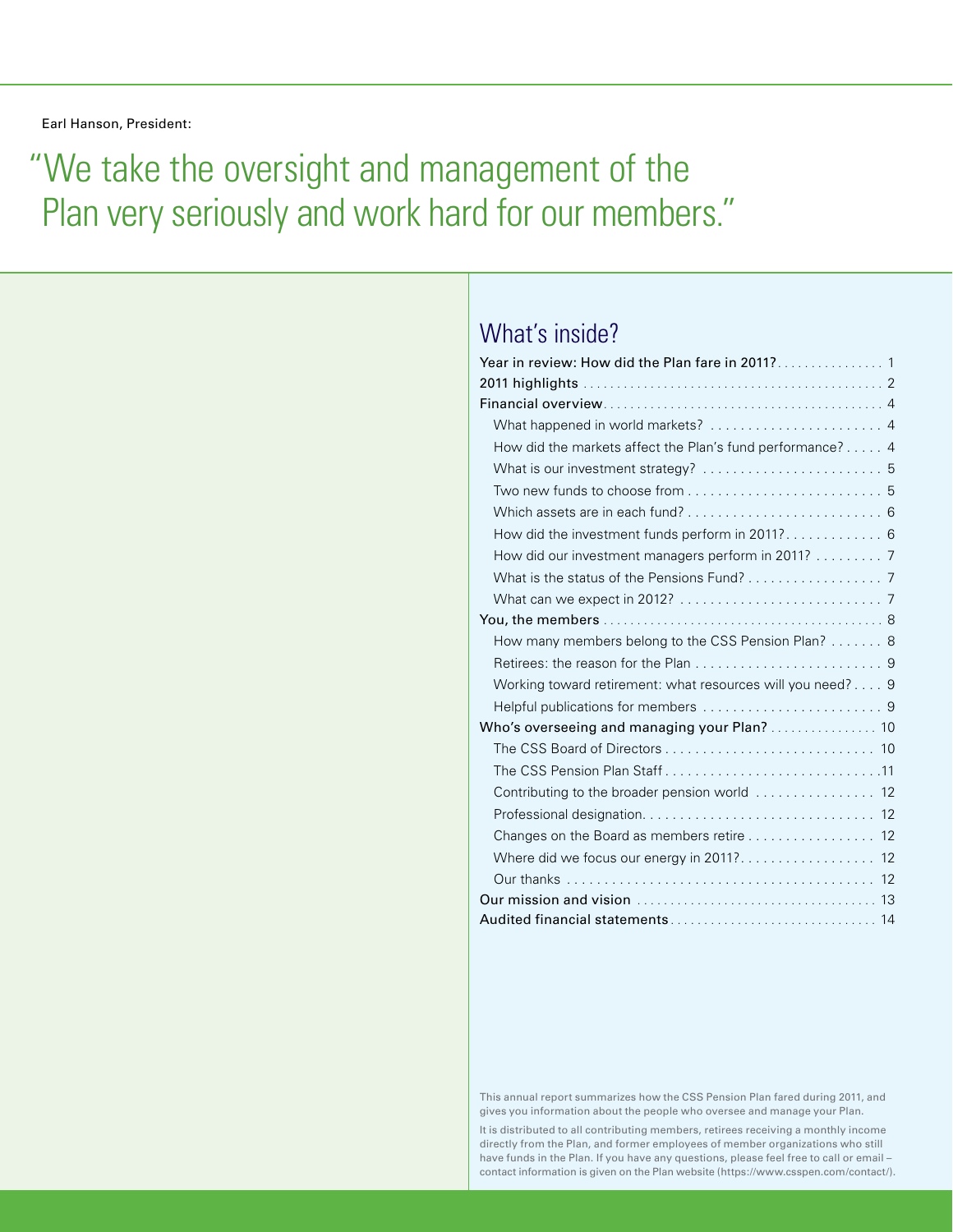Earl Hanson, President:

# "We take the oversight and management of the Plan very seriously and work hard for our members."

## What's inside?

- Year in review: How did the Plan fare in 2011? . . . . . 1
- 2011 highlights . . . . . 2
- Financial overview . . . . . 4
  - What happened in world markets? . . . . . 4
  - How did the markets affect the Plan's fund performance? . . . . . 4
  - What is our investment strategy? . . . . . 5
  - Two new funds to choose from . . . . . 5
  - Which assets are in each fund? . . . . . 6
  - How did the investment funds perform in 2011? . . . . . 6
  - How did our investment managers perform in 2011? . . . . . 7
  - What is the status of the Pensions Fund? . . . . . 7
  - What can we expect in 2012? . . . . . 7
- You, the members . . . . . 8
  - How many members belong to the CSS Pension Plan? . . . . . 8
  - Retirees: the reason for the Plan . . . . . 9
  - Working toward retirement: what resources will you need? . . . . . 9
  - Helpful publications for members . . . . . 9
- Who's overseeing and managing your Plan? . . . . . 10
  - The CSS Board of Directors . . . . . 10
  - The CSS Pension Plan Staff . . . . . 11
  - Contributing to the broader pension world . . . . . 12
  - Professional designation . . . . . 12
  - Changes on the Board as members retire . . . . . 12
  - Where did we focus our energy in 2011? . . . . . 12
  - Our thanks . . . . . 12
- Our mission and vision . . . . . 13
- Audited financial statements . . . . . 14

This annual report summarizes how the CSS Pension Plan fared during 2011, and gives you information about the people who oversee and manage your Plan.

It is distributed to all contributing members, retirees receiving a monthly income directly from the Plan, and former employees of member organizations who still have funds in the Plan. If you have any questions, please feel free to call or email – contact information is given on the Plan website (https://www.csspen.com/contact/).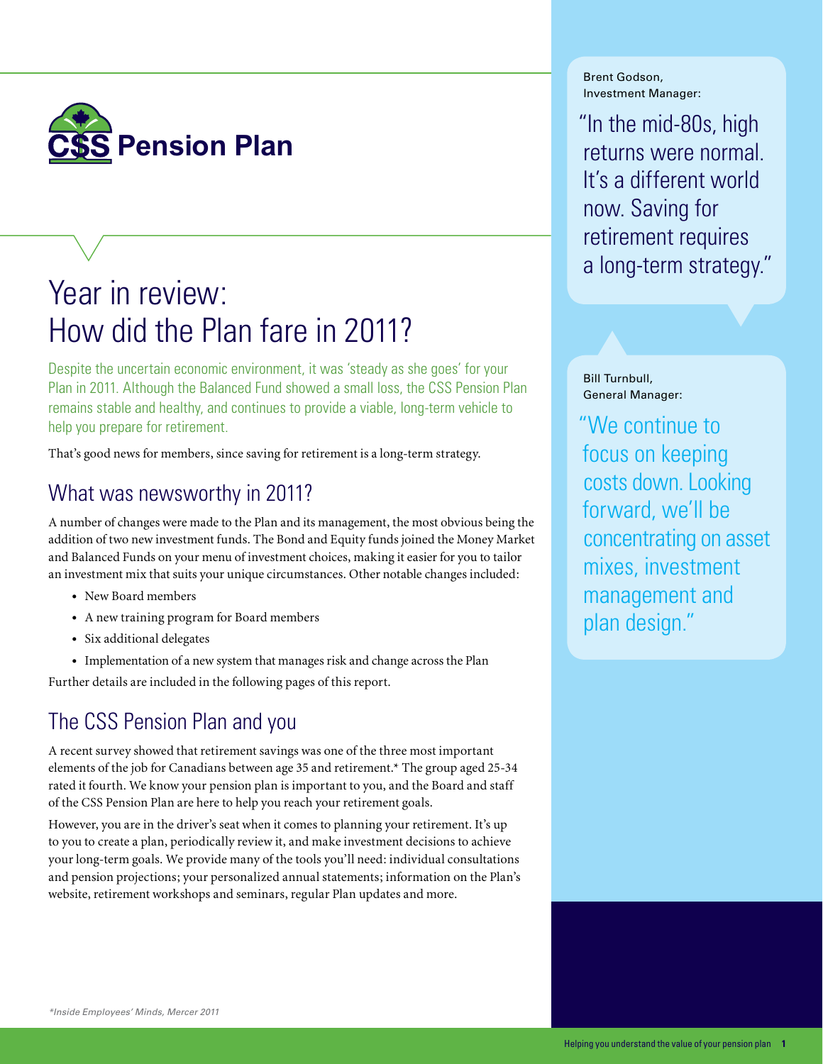**CSS Pension Plan**

# Year in review: How did the Plan fare in 2011?

Despite the uncertain economic environment, it was 'steady as she goes' for your Plan in 2011. Although the Balanced Fund showed a small loss, the CSS Pension Plan remains stable and healthy, and continues to provide a viable, long-term vehicle to help you prepare for retirement.

That's good news for members, since saving for retirement is a long-term strategy.

## What was newsworthy in 2011?

A number of changes were made to the Plan and its management, the most obvious being the addition of two new investment funds. The Bond and Equity funds joined the Money Market and Balanced Funds on your menu of investment choices, making it easier for you to tailor an investment mix that suits your unique circumstances. Other notable changes included:

- New Board members
- A new training program for Board members
- Six additional delegates
- Implementation of a new system that manages risk and change across the Plan

Further details are included in the following pages of this report.

## The CSS Pension Plan and you

A recent survey showed that retirement savings was one of the three most important elements of the job for Canadians between age 35 and retirement.* The group aged 25-34 rated it fourth. We know your pension plan is important to you, and the Board and staff of the CSS Pension Plan are here to help you reach your retirement goals.

However, you are in the driver's seat when it comes to planning your retirement. It's up to you to create a plan, periodically review it, and make investment decisions to achieve your long-term goals. We provide many of the tools you'll need: individual consultations and pension projections; your personalized annual statements; information on the Plan's website, retirement workshops and seminars, regular Plan updates and more.

*\*Inside Employees' Minds, Mercer 2011*

Brent Godson, Investment Manager:

"In the mid-80s, high returns were normal. It's a different world now. Saving for retirement requires a long-term strategy."

Bill Turnbull, General Manager:

"We continue to focus on keeping costs down. Looking forward, we'll be concentrating on asset mixes, investment management and plan design."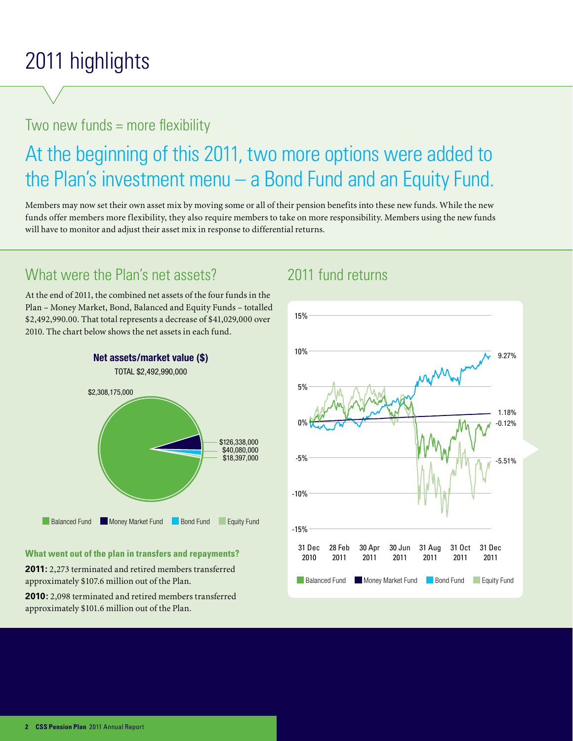# 2011 highlights

## Two new funds = more flexibility

### At the beginning of this 2011, two more options were added to the Plan's investment menu – a Bond Fund and an Equity Fund.

Members may now set their own asset mix by moving some or all of their pension benefits into these new funds. While the new funds offer members more flexibility, they also require members to take on more responsibility. Members using the new funds will have to monitor and adjust their asset mix in response to differential returns.

## What were the Plan's net assets?

At the end of 2011, the combined net assets of the four funds in the Plan – Money Market, Bond, Balanced and Equity Funds – totalled $2,492,990.00. That total represents a decrease of $41,029,000 over 2010. The chart below shows the net assets in each fund.

**Net assets/market value ($)**

TOTAL $2,492,990,000

| Fund | Net assets |
|---|---|
| Balanced Fund | $2,308,175,000 |
| Money Market Fund | $126,338,000 |
| Bond Fund | $40,080,000 |
| Equity Fund | $18,397,000 |

**What went out of the plan in transfers and repayments?**

**2011:** 2,273 terminated and retired members transferred approximately $107.6 million out of the Plan.

**2010:** 2,098 terminated and retired members transferred approximately $101.6 million out of the Plan.

## 2011 fund returns

(Chart: 31 Dec 2010 – 31 Dec 2011)

| Fund | 2011 return |
|---|---|
| Bond Fund | 9.27% |
| Money Market Fund | 1.18% |
| Balanced Fund | -0.12% |
| Equity Fund | -5.51% |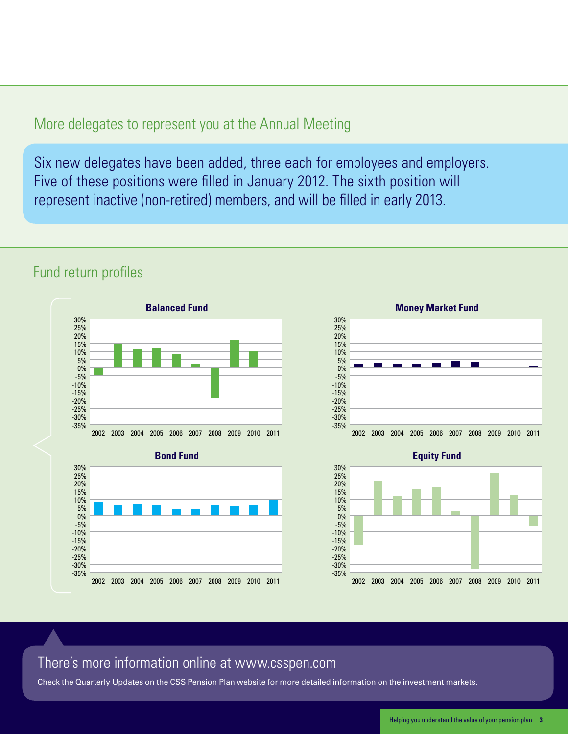## More delegates to represent you at the Annual Meeting

Six new delegates have been added, three each for employees and employers. Five of these positions were filled in January 2012. The sixth position will represent inactive (non-retired) members, and will be filled in early 2013.

## Fund return profiles

**Balanced Fund**

**Money Market Fund**

**Bond Fund**

**Equity Fund**

## There's more information online at www.csspen.com

Check the Quarterly Updates on the CSS Pension Plan website for more detailed information on the investment markets.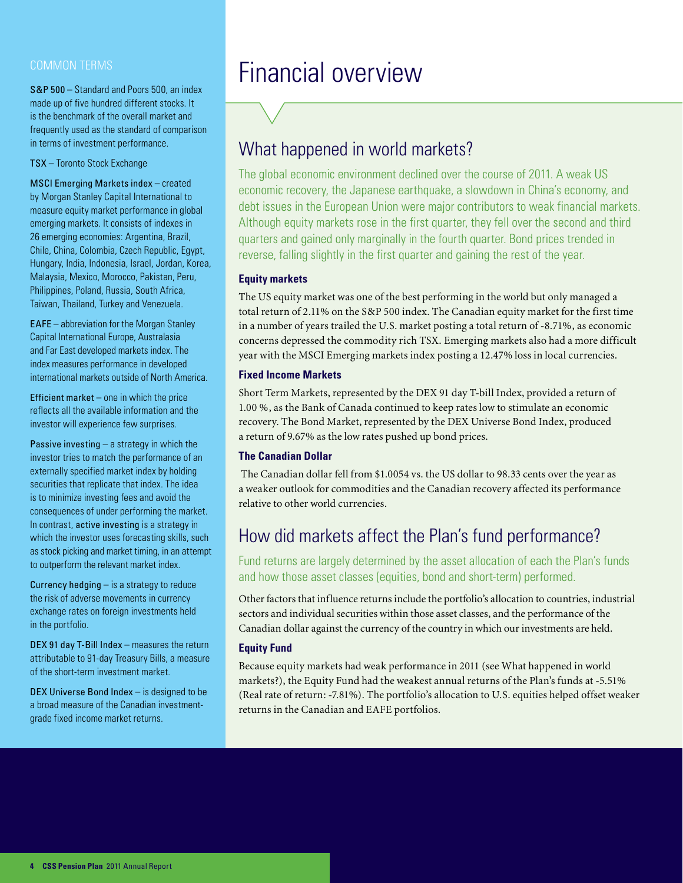# Financial overview

## What happened in world markets?

The global economic environment declined over the course of 2011. A weak US economic recovery, the Japanese earthquake, a slowdown in China's economy, and debt issues in the European Union were major contributors to weak financial markets. Although equity markets rose in the first quarter, they fell over the second and third quarters and gained only marginally in the fourth quarter. Bond prices trended in reverse, falling slightly in the first quarter and gaining the rest of the year.

### Equity markets

The US equity market was one of the best performing in the world but only managed a total return of 2.11% on the S&P 500 index. The Canadian equity market for the first time in a number of years trailed the U.S. market posting a total return of -8.71%, as economic concerns depressed the commodity rich TSX. Emerging markets also had a more difficult year with the MSCI Emerging markets index posting a 12.47% loss in local currencies.

### Fixed Income Markets

Short Term Markets, represented by the DEX 91 day T-bill Index, provided a return of 1.00 %, as the Bank of Canada continued to keep rates low to stimulate an economic recovery. The Bond Market, represented by the DEX Universe Bond Index, produced a return of 9.67% as the low rates pushed up bond prices.

### The Canadian Dollar

The Canadian dollar fell from $1.0054 vs. the US dollar to 98.33 cents over the year as a weaker outlook for commodities and the Canadian recovery affected its performance relative to other world currencies.

## How did markets affect the Plan's fund performance?

Fund returns are largely determined by the asset allocation of each the Plan's funds and how those asset classes (equities, bond and short-term) performed.

Other factors that influence returns include the portfolio's allocation to countries, industrial sectors and individual securities within those asset classes, and the performance of the Canadian dollar against the currency of the country in which our investments are held.

### Equity Fund

Because equity markets had weak performance in 2011 (see What happened in world markets?), the Equity Fund had the weakest annual returns of the Plan's funds at -5.51% (Real rate of return: -7.81%). The portfolio's allocation to U.S. equities helped offset weaker returns in the Canadian and EAFE portfolios.

---

COMMON TERMS

**S&P 500** – Standard and Poors 500, an index made up of five hundred different stocks. It is the benchmark of the overall market and frequently used as the standard of comparison in terms of investment performance.

**TSX** – Toronto Stock Exchange

**MSCI Emerging Markets index** – created by Morgan Stanley Capital International to measure equity market performance in global emerging markets. It consists of indexes in 26 emerging economies: Argentina, Brazil, Chile, China, Colombia, Czech Republic, Egypt, Hungary, India, Indonesia, Israel, Jordan, Korea, Malaysia, Mexico, Morocco, Pakistan, Peru, Philippines, Poland, Russia, South Africa, Taiwan, Thailand, Turkey and Venezuela.

**EAFE** – abbreviation for the Morgan Stanley Capital International Europe, Australasia and Far East developed markets index. The index measures performance in developed international markets outside of North America.

**Efficient market** – one in which the price reflects all the available information and the investor will experience few surprises.

**Passive investing** – a strategy in which the investor tries to match the performance of an externally specified market index by holding securities that replicate that index. The idea is to minimize investing fees and avoid the consequences of under performing the market. In contrast, **active investing** is a strategy in which the investor uses forecasting skills, such as stock picking and market timing, in an attempt to outperform the relevant market index.

**Currency hedging** – is a strategy to reduce the risk of adverse movements in currency exchange rates on foreign investments held in the portfolio.

**DEX 91 day T-Bill Index** – measures the return attributable to 91-day Treasury Bills, a measure of the short-term investment market.

**DEX Universe Bond Index** – is designed to be a broad measure of the Canadian investment-grade fixed income market returns.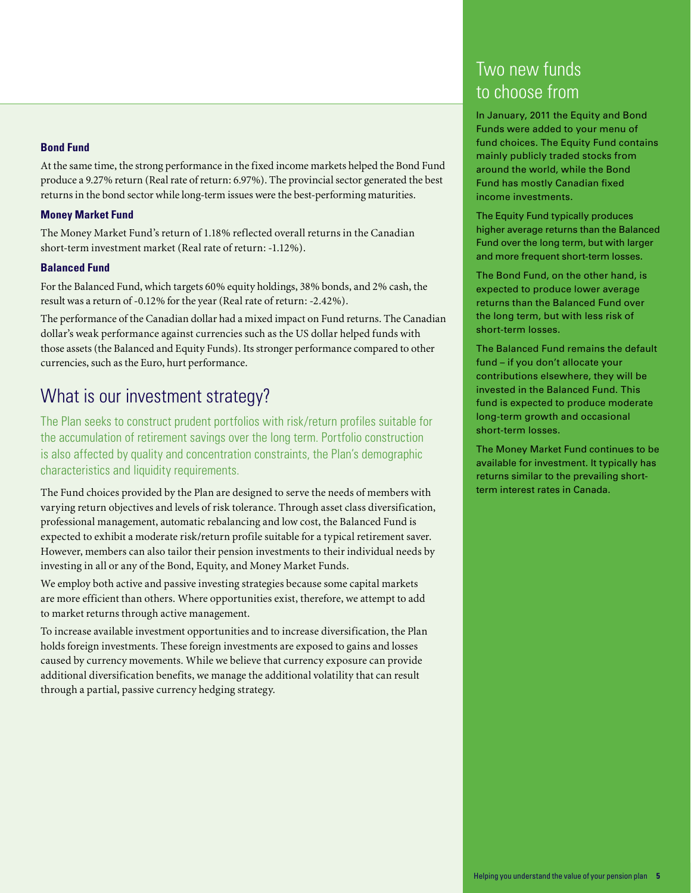### Bond Fund

At the same time, the strong performance in the fixed income markets helped the Bond Fund produce a 9.27% return (Real rate of return: 6.97%). The provincial sector generated the best returns in the bond sector while long-term issues were the best-performing maturities.

### Money Market Fund

The Money Market Fund's return of 1.18% reflected overall returns in the Canadian short-term investment market (Real rate of return: -1.12%).

### Balanced Fund

For the Balanced Fund, which targets 60% equity holdings, 38% bonds, and 2% cash, the result was a return of -0.12% for the year (Real rate of return: -2.42%).

The performance of the Canadian dollar had a mixed impact on Fund returns. The Canadian dollar's weak performance against currencies such as the US dollar helped funds with those assets (the Balanced and Equity Funds). Its stronger performance compared to other currencies, such as the Euro, hurt performance.

## What is our investment strategy?

The Plan seeks to construct prudent portfolios with risk/return profiles suitable for the accumulation of retirement savings over the long term. Portfolio construction is also affected by quality and concentration constraints, the Plan's demographic characteristics and liquidity requirements.

The Fund choices provided by the Plan are designed to serve the needs of members with varying return objectives and levels of risk tolerance. Through asset class diversification, professional management, automatic rebalancing and low cost, the Balanced Fund is expected to exhibit a moderate risk/return profile suitable for a typical retirement saver. However, members can also tailor their pension investments to their individual needs by investing in all or any of the Bond, Equity, and Money Market Funds.

We employ both active and passive investing strategies because some capital markets are more efficient than others. Where opportunities exist, therefore, we attempt to add to market returns through active management.

To increase available investment opportunities and to increase diversification, the Plan holds foreign investments. These foreign investments are exposed to gains and losses caused by currency movements. While we believe that currency exposure can provide additional diversification benefits, we manage the additional volatility that can result through a partial, passive currency hedging strategy.

## Two new funds to choose from

In January, 2011 the Equity and Bond Funds were added to your menu of fund choices. The Equity Fund contains mainly publicly traded stocks from around the world, while the Bond Fund has mostly Canadian fixed income investments.

The Equity Fund typically produces higher average returns than the Balanced Fund over the long term, but with larger and more frequent short-term losses.

The Bond Fund, on the other hand, is expected to produce lower average returns than the Balanced Fund over the long term, but with less risk of short-term losses.

The Balanced Fund remains the default fund – if you don't allocate your contributions elsewhere, they will be invested in the Balanced Fund. This fund is expected to produce moderate long-term growth and occasional short-term losses.

The Money Market Fund continues to be available for investment. It typically has returns similar to the prevailing short-term interest rates in Canada.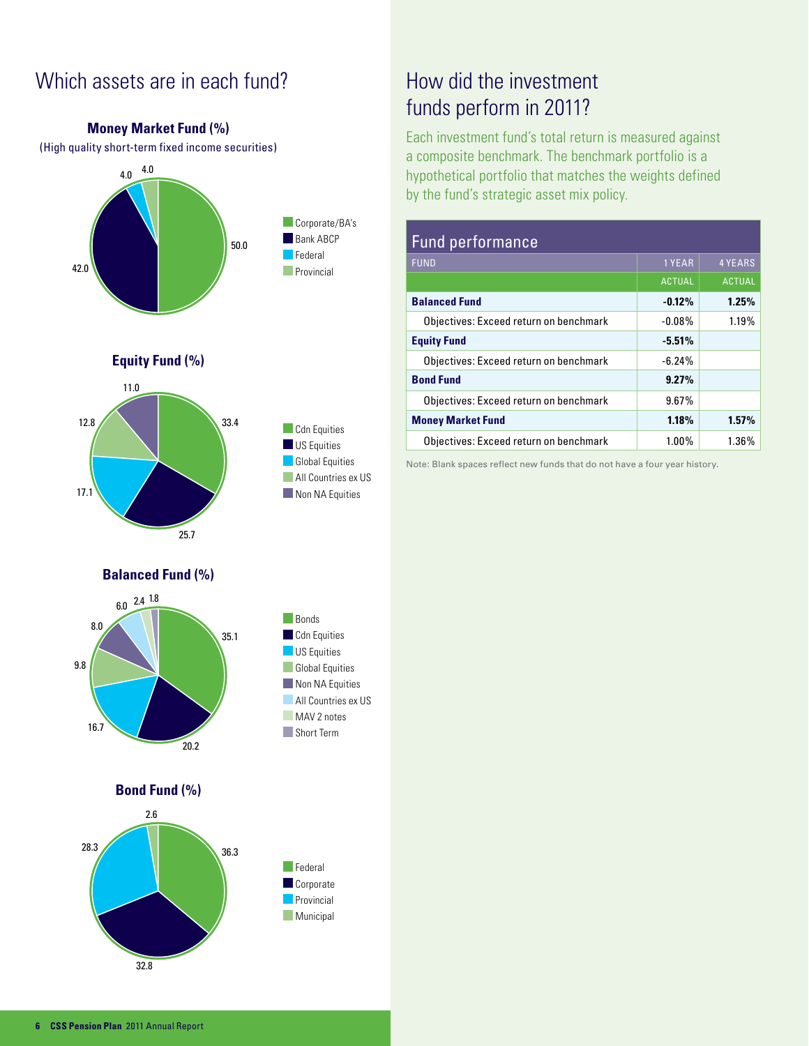## Which assets are in each fund?

**Money Market Fund (%)**

(High quality short-term fixed income securities)

- Corporate/BA's: 50.0
- Bank ABCP: 42.0
- Federal: 4.0
- Provincial: 4.0

**Equity Fund (%)**

- Cdn Equities: 33.4
- US Equities: 25.7
- Global Equities: 17.1
- All Countries ex US: 12.8
- Non NA Equities: 11.0

**Balanced Fund (%)**

- Bonds: 35.1
- Cdn Equities: 20.2
- US Equities: 16.7
- Global Equities: 9.8
- Non NA Equities: 8.0
- All Countries ex US: 6.0
- MAV 2 notes: 2.4
- Short Term: 1.8

**Bond Fund (%)**

- Federal: 36.3
- Corporate: 32.8
- Provincial: 28.3
- Municipal: 2.6

## How did the investment funds perform in 2011?

Each investment fund's total return is measured against a composite benchmark. The benchmark portfolio is a hypothetical portfolio that matches the weights defined by the fund's strategic asset mix policy.

### Fund performance

| FUND | 1 YEAR | 4 YEARS |
|---|---|---|
| | ACTUAL | ACTUAL |
| **Balanced Fund** | **-0.12%** | **1.25%** |
| Objectives: Exceed return on benchmark | -0.08% | 1.19% |
| **Equity Fund** | **-5.51%** | |
| Objectives: Exceed return on benchmark | -6.24% | |
| **Bond Fund** | **9.27%** | |
| Objectives: Exceed return on benchmark | 9.67% | |
| **Money Market Fund** | **1.18%** | **1.57%** |
| Objectives: Exceed return on benchmark | 1.00% | 1.36% |

Note: Blank spaces reflect new funds that do not have a four year history.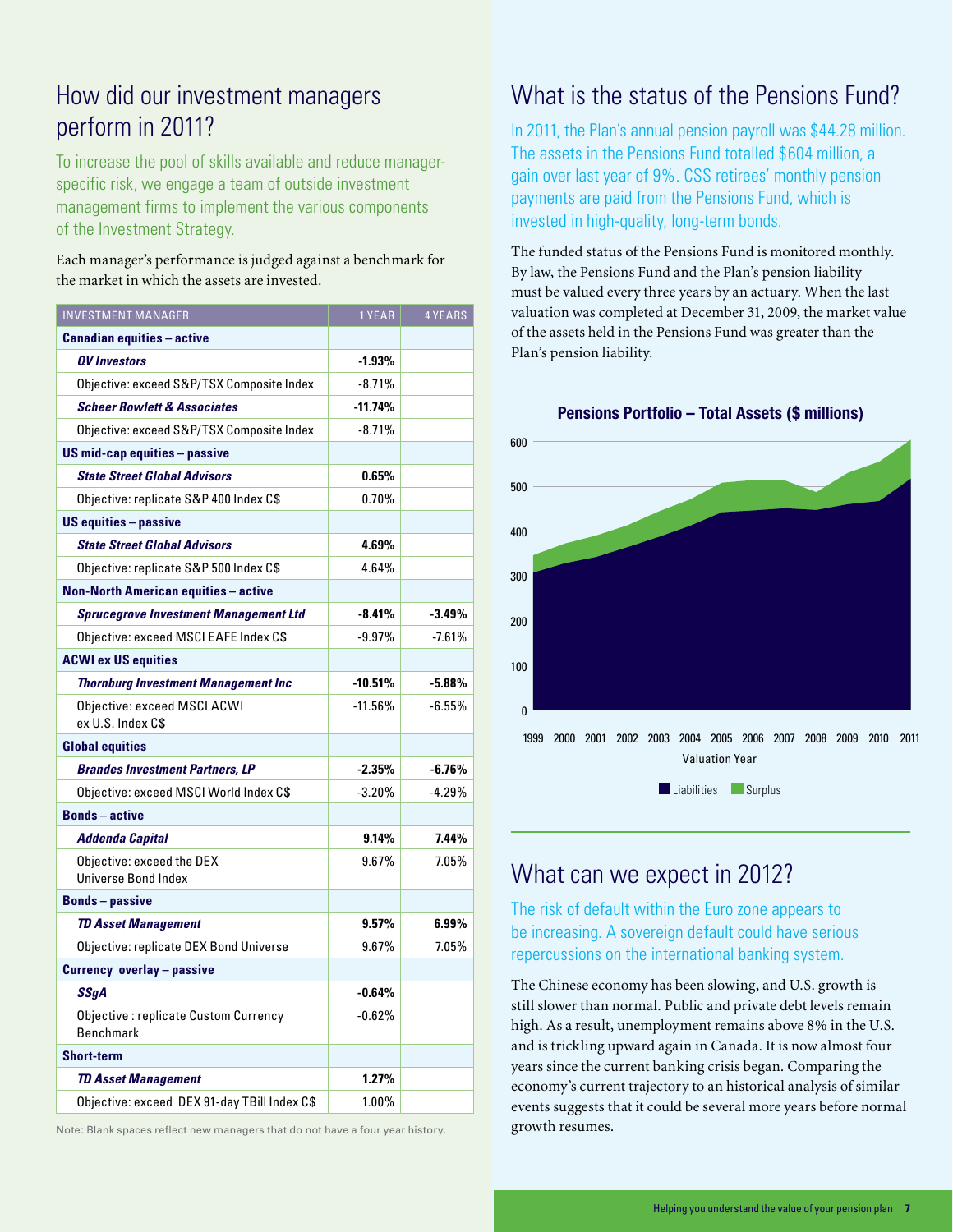## How did our investment managers perform in 2011?

To increase the pool of skills available and reduce manager-specific risk, we engage a team of outside investment management firms to implement the various components of the Investment Strategy.

Each manager's performance is judged against a benchmark for the market in which the assets are invested.

| INVESTMENT MANAGER | 1 YEAR | 4 YEARS |
|---|---|---|
| **Canadian equities – active** | | |
| ***QV Investors*** | **-1.93%** | |
| Objective: exceed S&P/TSX Composite Index | -8.71% | |
| ***Scheer Rowlett & Associates*** | **-11.74%** | |
| Objective: exceed S&P/TSX Composite Index | -8.71% | |
| **US mid-cap equities – passive** | | |
| ***State Street Global Advisors*** | **0.65%** | |
| Objective: replicate S&P 400 Index C$ | 0.70% | |
| **US equities – passive** | | |
| ***State Street Global Advisors*** | **4.69%** | |
| Objective: replicate S&P 500 Index C$ | 4.64% | |
| **Non-North American equities – active** | | |
| ***Sprucegrove Investment Management Ltd*** | **-8.41%** | **-3.49%** |
| Objective: exceed MSCI EAFE Index C$ | -9.97% | -7.61% |
| **ACWI ex US equities** | | |
| ***Thornburg Investment Management Inc*** | **-10.51%** | **-5.88%** |
| Objective: exceed MSCI ACWI ex U.S. Index C$ | -11.56% | -6.55% |
| **Global equities** | | |
| ***Brandes Investment Partners, LP*** | **-2.35%** | **-6.76%** |
| Objective: exceed MSCI World Index C$ | -3.20% | -4.29% |
| **Bonds – active** | | |
| ***Addenda Capital*** | **9.14%** | **7.44%** |
| Objective: exceed the DEX Universe Bond Index | 9.67% | 7.05% |
| **Bonds – passive** | | |
| ***TD Asset Management*** | **9.57%** | **6.99%** |
| Objective: replicate DEX Bond Universe | 9.67% | 7.05% |
| **Currency overlay – passive** | | |
| ***SSgA*** | **-0.64%** | |
| Objective : replicate Custom Currency Benchmark | -0.62% | |
| **Short-term** | | |
| ***TD Asset Management*** | **1.27%** | |
| Objective: exceed DEX 91-day TBill Index C$ | 1.00% | |

Note: Blank spaces reflect new managers that do not have a four year history.

## What is the status of the Pensions Fund?

In 2011, the Plan's annual pension payroll was $44.28 million. The assets in the Pensions Fund totalled $604 million, a gain over last year of 9%. CSS retirees' monthly pension payments are paid from the Pensions Fund, which is invested in high-quality, long-term bonds.

The funded status of the Pensions Fund is monitored monthly. By law, the Pensions Fund and the Plan's pension liability must be valued every three years by an actuary. When the last valuation was completed at December 31, 2009, the market value of the assets held in the Pensions Fund was greater than the Plan's pension liability.

**Pensions Portfolio – Total Assets ($ millions)**

Valuation Year: 1999–2011. Legend: Liabilities, Surplus.

## What can we expect in 2012?

The risk of default within the Euro zone appears to be increasing. A sovereign default could have serious repercussions on the international banking system.

The Chinese economy has been slowing, and U.S. growth is still slower than normal. Public and private debt levels remain high. As a result, unemployment remains above 8% in the U.S. and is trickling upward again in Canada. It is now almost four years since the current banking crisis began. Comparing the economy's current trajectory to an historical analysis of similar events suggests that it could be several more years before normal growth resumes.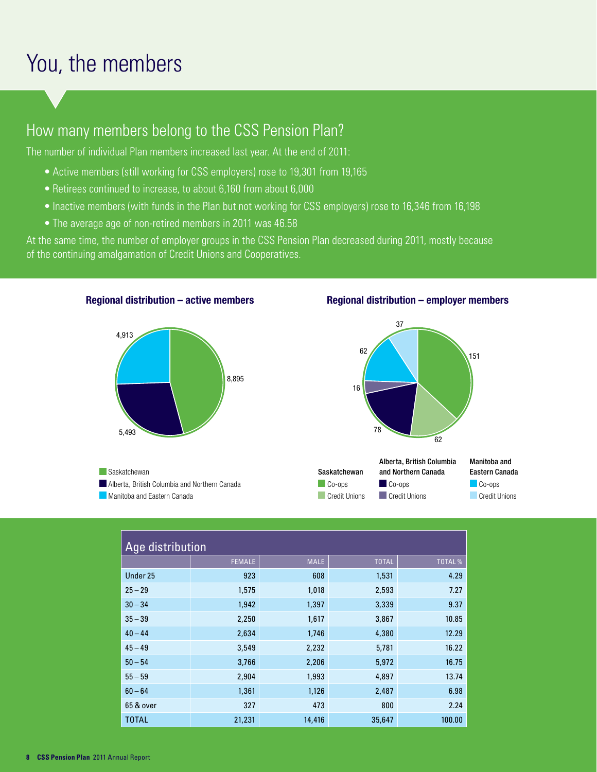# You, the members

## How many members belong to the CSS Pension Plan?

The number of individual Plan members increased last year. At the end of 2011:

- Active members (still working for CSS employers) rose to 19,301 from 19,165
- Retirees continued to increase, to about 6,160 from about 6,000
- Inactive members (with funds in the Plan but not working for CSS employers) rose to 16,346 from 16,198
- The average age of non-retired members in 2011 was 46.58

At the same time, the number of employer groups in the CSS Pension Plan decreased during 2011, mostly because of the continuing amalgamation of Credit Unions and Cooperatives.

**Regional distribution – active members**

- Saskatchewan: 8,895
- Alberta, British Columbia and Northern Canada: 5,493
- Manitoba and Eastern Canada: 4,913

**Regional distribution – employer members**

| | Co-ops | Credit Unions |
|---|---|---|
| Saskatchewan | 151 | 62 |
| Alberta, British Columbia and Northern Canada | 78 | 16 |
| Manitoba and Eastern Canada | 62 | 37 |

| Age distribution | FEMALE | MALE | TOTAL | TOTAL % |
|---|---|---|---|---|
| Under 25 | 923 | 608 | 1,531 | 4.29 |
| 25 – 29 | 1,575 | 1,018 | 2,593 | 7.27 |
| 30 – 34 | 1,942 | 1,397 | 3,339 | 9.37 |
| 35 – 39 | 2,250 | 1,617 | 3,867 | 10.85 |
| 40 – 44 | 2,634 | 1,746 | 4,380 | 12.29 |
| 45 – 49 | 3,549 | 2,232 | 5,781 | 16.22 |
| 50 – 54 | 3,766 | 2,206 | 5,972 | 16.75 |
| 55 – 59 | 2,904 | 1,993 | 4,897 | 13.74 |
| 60 – 64 | 1,361 | 1,126 | 2,487 | 6.98 |
| 65 & over | 327 | 473 | 800 | 2.24 |
| TOTAL | 21,231 | 14,416 | 35,647 | 100.00 |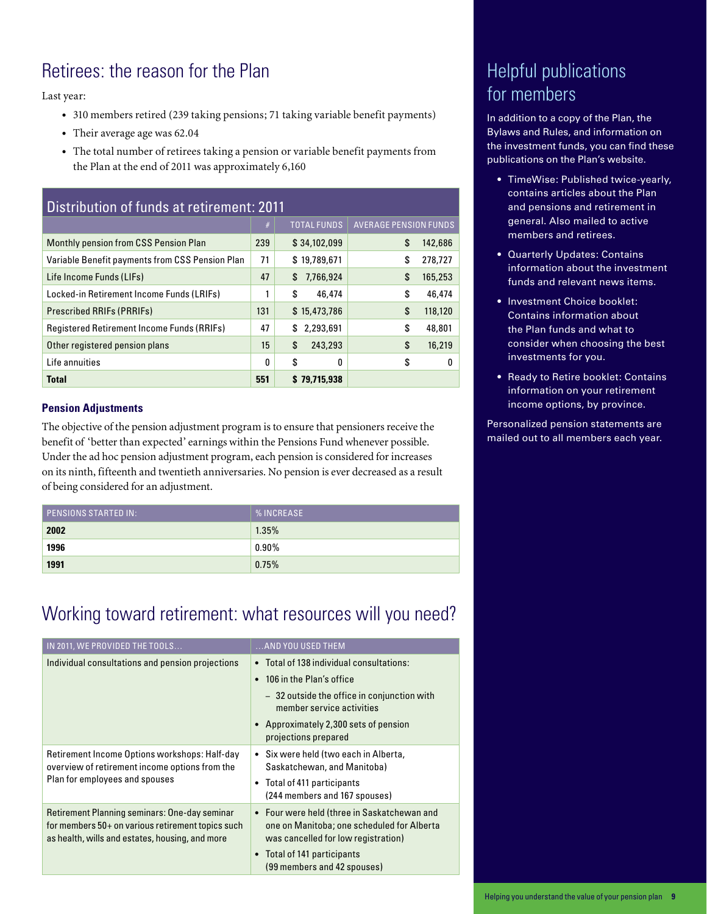## Retirees: the reason for the Plan

Last year:

- 310 members retired (239 taking pensions; 71 taking variable benefit payments)
- Their average age was 62.04
- The total number of retirees taking a pension or variable benefit payments from the Plan at the end of 2011 was approximately 6,160

| Distribution of funds at retirement: 2011 | # | TOTAL FUNDS | AVERAGE PENSION FUNDS |
|---|---|---|---|
| Monthly pension from CSS Pension Plan | 239 | $ 34,102,099 | $ 142,686 |
| Variable Benefit payments from CSS Pension Plan | 71 | $ 19,789,671 | $ 278,727 |
| Life Income Funds (LIFs) | 47 | $ 7,766,924 | $ 165,253 |
| Locked-in Retirement Income Funds (LRIFs) | 1 | $ 46,474 | $ 46,474 |
| Prescribed RRIFs (PRRIFs) | 131 | $ 15,473,786 | $ 118,120 |
| Registered Retirement Income Funds (RRIFs) | 47 | $ 2,293,691 | $ 48,801 |
| Other registered pension plans | 15 | $ 243,293 | $ 16,219 |
| Life annuities | 0 | $ 0 | $ 0 |
| **Total** | **551** | **$ 79,715,938** | |

### Pension Adjustments

The objective of the pension adjustment program is to ensure that pensioners receive the benefit of 'better than expected' earnings within the Pensions Fund whenever possible. Under the ad hoc pension adjustment program, each pension is considered for increases on its ninth, fifteenth and twentieth anniversaries. No pension is ever decreased as a result of being considered for an adjustment.

| PENSIONS STARTED IN: | % INCREASE |
|---|---|
| **2002** | 1.35% |
| **1996** | 0.90% |
| **1991** | 0.75% |

## Working toward retirement: what resources will you need?

| IN 2011, WE PROVIDED THE TOOLS... | ...AND YOU USED THEM |
|---|---|
| Individual consultations and pension projections | • Total of 138 individual consultations:<br>• 106 in the Plan's office<br>– 32 outside the office in conjunction with member service activities<br>• Approximately 2,300 sets of pension projections prepared |
| Retirement Income Options workshops: Half-day overview of retirement income options from the Plan for employees and spouses | • Six were held (two each in Alberta, Saskatchewan, and Manitoba)<br>• Total of 411 participants (244 members and 167 spouses) |
| Retirement Planning seminars: One-day seminar for members 50+ on various retirement topics such as health, wills and estates, housing, and more | • Four were held (three in Saskatchewan and one on Manitoba; one scheduled for Alberta was cancelled for low registration)<br>• Total of 141 participants (99 members and 42 spouses) |

## Helpful publications for members

In addition to a copy of the Plan, the Bylaws and Rules, and information on the investment funds, you can find these publications on the Plan's website.

- TimeWise: Published twice-yearly, contains articles about the Plan and pensions and retirement in general. Also mailed to active members and retirees.
- Quarterly Updates: Contains information about the investment funds and relevant news items.
- Investment Choice booklet: Contains information about the Plan funds and what to consider when choosing the best investments for you.
- Ready to Retire booklet: Contains information on your retirement income options, by province.

Personalized pension statements are mailed out to all members each year.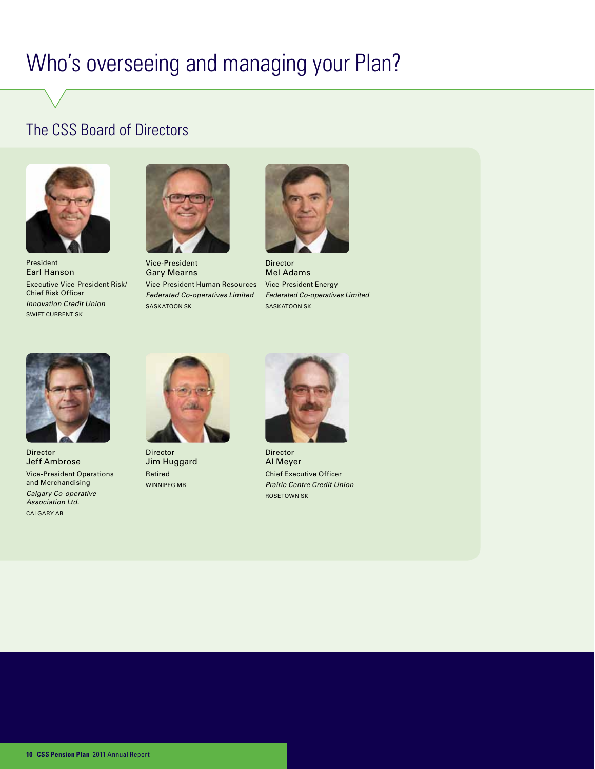# Who's overseeing and managing your Plan?

## The CSS Board of Directors

President
Earl Hanson
Executive Vice-President Risk/ Chief Risk Officer
*Innovation Credit Union*
SWIFT CURRENT SK

Vice-President
Gary Mearns
Vice-President Human Resources
*Federated Co-operatives Limited*
SASKATOON SK

Director
Mel Adams
Vice-President Energy
*Federated Co-operatives Limited*
SASKATOON SK

Director
Jeff Ambrose
Vice-President Operations and Merchandising
*Calgary Co-operative Association Ltd.*
CALGARY AB

Director
Jim Huggard
Retired
WINNIPEG MB

Director
Al Meyer
Chief Executive Officer
*Prairie Centre Credit Union*
ROSETOWN SK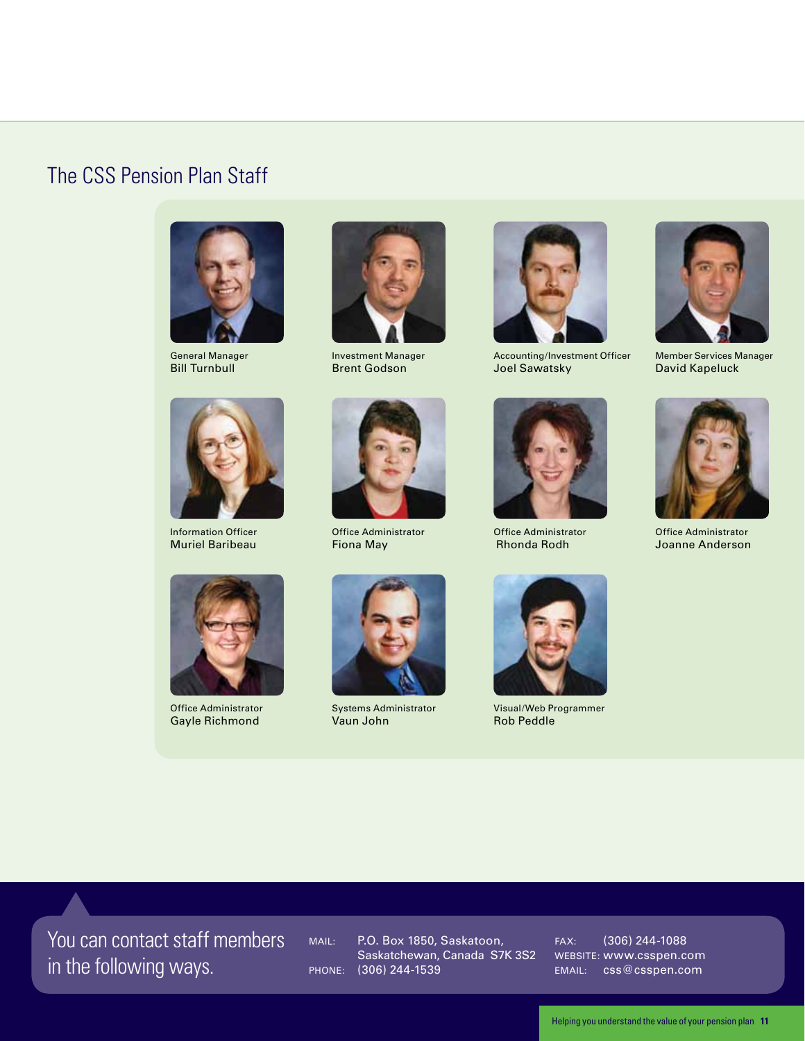## The CSS Pension Plan Staff

General Manager
Bill Turnbull

Investment Manager
Brent Godson

Accounting/Investment Officer
Joel Sawatsky

Member Services Manager
David Kapeluck

Information Officer
Muriel Baribeau

Office Administrator
Fiona May

Office Administrator
Rhonda Rodh

Office Administrator
Joanne Anderson

Office Administrator
Gayle Richmond

Systems Administrator
Vaun John

Visual/Web Programmer
Rob Peddle

## You can contact staff members in the following ways.

MAIL: P.O. Box 1850, Saskatoon, Saskatchewan, Canada S7K 3S2

PHONE: (306) 244-1539

FAX: (306) 244-1088

WEBSITE: www.csspen.com

EMAIL: css@csspen.com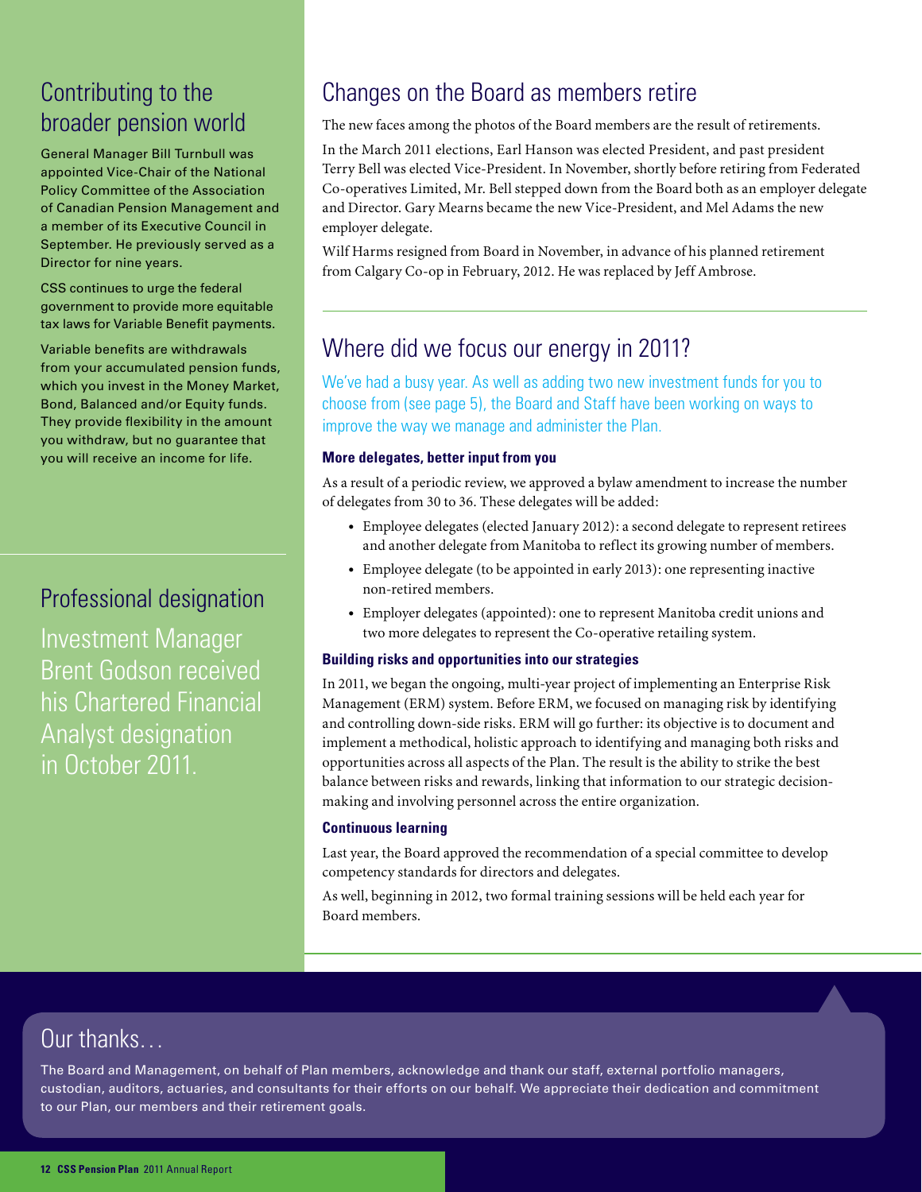## Contributing to the broader pension world

General Manager Bill Turnbull was appointed Vice-Chair of the National Policy Committee of the Association of Canadian Pension Management and a member of its Executive Council in September. He previously served as a Director for nine years.

CSS continues to urge the federal government to provide more equitable tax laws for Variable Benefit payments.

Variable benefits are withdrawals from your accumulated pension funds, which you invest in the Money Market, Bond, Balanced and/or Equity funds. They provide flexibility in the amount you withdraw, but no guarantee that you will receive an income for life.

## Professional designation

Investment Manager Brent Godson received his Chartered Financial Analyst designation in October 2011.

## Changes on the Board as members retire

The new faces among the photos of the Board members are the result of retirements.

In the March 2011 elections, Earl Hanson was elected President, and past president Terry Bell was elected Vice-President. In November, shortly before retiring from Federated Co-operatives Limited, Mr. Bell stepped down from the Board both as an employer delegate and Director. Gary Mearns became the new Vice-President, and Mel Adams the new employer delegate.

Wilf Harms resigned from Board in November, in advance of his planned retirement from Calgary Co-op in February, 2012. He was replaced by Jeff Ambrose.

## Where did we focus our energy in 2011?

We've had a busy year. As well as adding two new investment funds for you to choose from (see page 5), the Board and Staff have been working on ways to improve the way we manage and administer the Plan.

### More delegates, better input from you

As a result of a periodic review, we approved a bylaw amendment to increase the number of delegates from 30 to 36. These delegates will be added:

- Employee delegates (elected January 2012): a second delegate to represent retirees and another delegate from Manitoba to reflect its growing number of members.
- Employee delegate (to be appointed in early 2013): one representing inactive non-retired members.
- Employer delegates (appointed): one to represent Manitoba credit unions and two more delegates to represent the Co-operative retailing system.

### Building risks and opportunities into our strategies

In 2011, we began the ongoing, multi-year project of implementing an Enterprise Risk Management (ERM) system. Before ERM, we focused on managing risk by identifying and controlling down-side risks. ERM will go further: its objective is to document and implement a methodical, holistic approach to identifying and managing both risks and opportunities across all aspects of the Plan. The result is the ability to strike the best balance between risks and rewards, linking that information to our strategic decision-making and involving personnel across the entire organization.

### Continuous learning

Last year, the Board approved the recommendation of a special committee to develop competency standards for directors and delegates.

As well, beginning in 2012, two formal training sessions will be held each year for Board members.

## Our thanks…

The Board and Management, on behalf of Plan members, acknowledge and thank our staff, external portfolio managers, custodian, auditors, actuaries, and consultants for their efforts on our behalf. We appreciate their dedication and commitment to our Plan, our members and their retirement goals.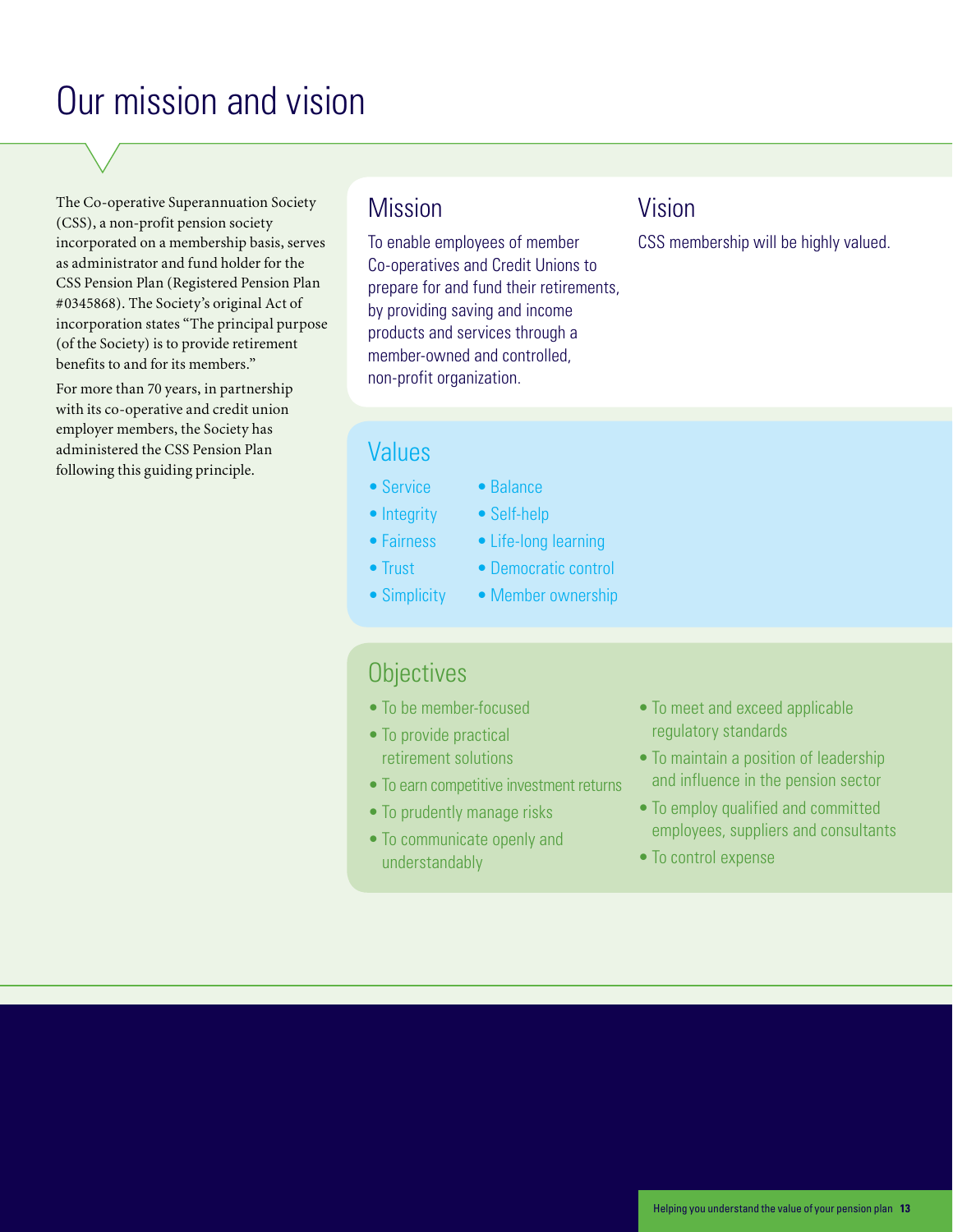# Our mission and vision

The Co-operative Superannuation Society (CSS), a non-profit pension society incorporated on a membership basis, serves as administrator and fund holder for the CSS Pension Plan (Registered Pension Plan #0345868). The Society's original Act of incorporation states "The principal purpose (of the Society) is to provide retirement benefits to and for its members."

For more than 70 years, in partnership with its co-operative and credit union employer members, the Society has administered the CSS Pension Plan following this guiding principle.

## Mission

To enable employees of member Co-operatives and Credit Unions to prepare for and fund their retirements, by providing saving and income products and services through a member-owned and controlled, non-profit organization.

## Vision

CSS membership will be highly valued.

## Values

- Service
- Integrity
- Fairness
- Trust
- Simplicity
- Balance
- Self-help
- Life-long learning
- Democratic control
- Member ownership

## Objectives

- To be member-focused
- To provide practical retirement solutions
- To earn competitive investment returns
- To prudently manage risks
- To communicate openly and understandably
- To meet and exceed applicable regulatory standards
- To maintain a position of leadership and influence in the pension sector
- To employ qualified and committed employees, suppliers and consultants
- To control expense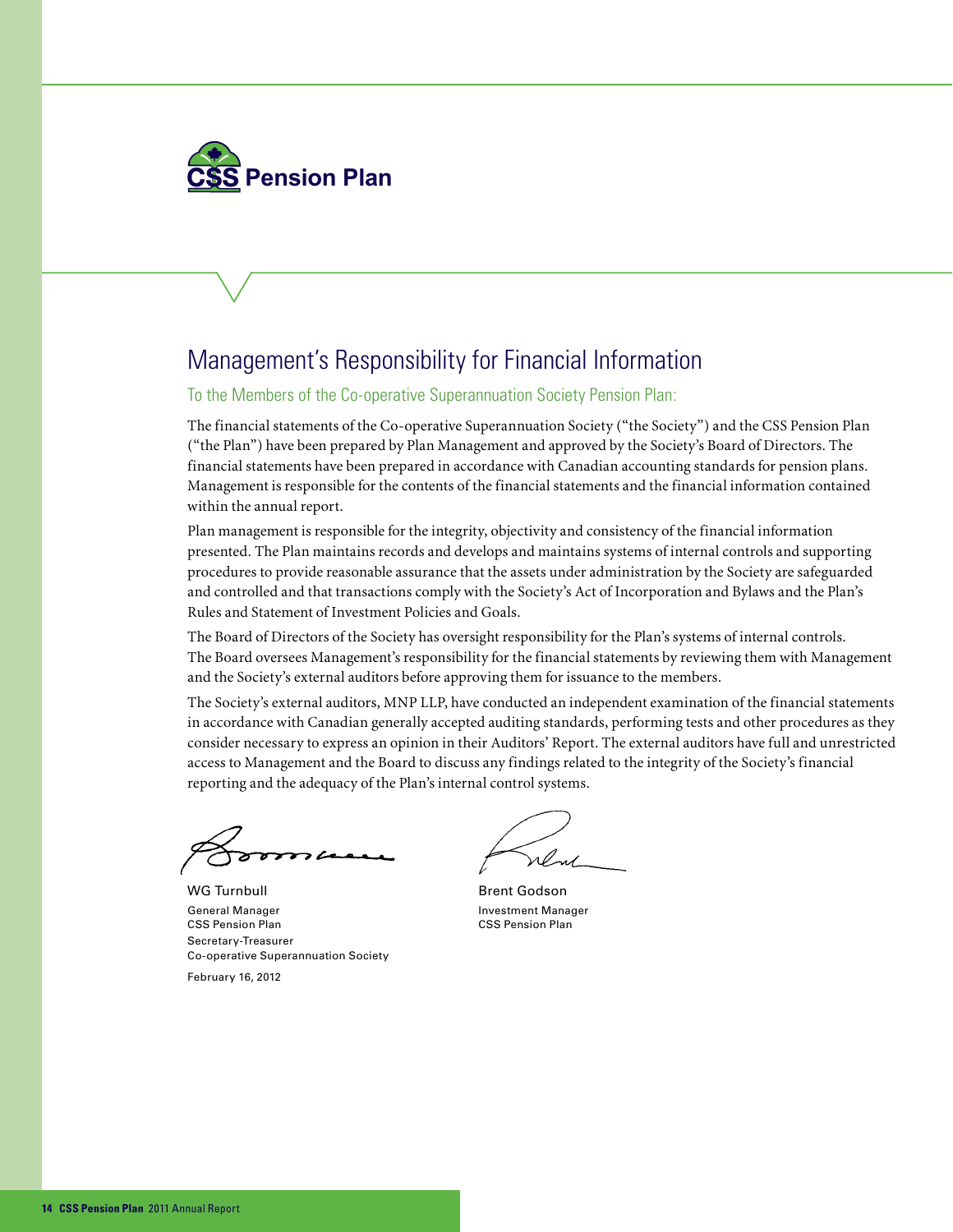**CSS Pension Plan**

# Management's Responsibility for Financial Information

To the Members of the Co-operative Superannuation Society Pension Plan:

The financial statements of the Co-operative Superannuation Society ("the Society") and the CSS Pension Plan ("the Plan") have been prepared by Plan Management and approved by the Society's Board of Directors. The financial statements have been prepared in accordance with Canadian accounting standards for pension plans. Management is responsible for the contents of the financial statements and the financial information contained within the annual report.

Plan management is responsible for the integrity, objectivity and consistency of the financial information presented. The Plan maintains records and develops and maintains systems of internal controls and supporting procedures to provide reasonable assurance that the assets under administration by the Society are safeguarded and controlled and that transactions comply with the Society's Act of Incorporation and Bylaws and the Plan's Rules and Statement of Investment Policies and Goals.

The Board of Directors of the Society has oversight responsibility for the Plan's systems of internal controls. The Board oversees Management's responsibility for the financial statements by reviewing them with Management and the Society's external auditors before approving them for issuance to the members.

The Society's external auditors, MNP LLP, have conducted an independent examination of the financial statements in accordance with Canadian generally accepted auditing standards, performing tests and other procedures as they consider necessary to express an opinion in their Auditors' Report. The external auditors have full and unrestricted access to Management and the Board to discuss any findings related to the integrity of the Society's financial reporting and the adequacy of the Plan's internal control systems.

WG Turnbull
General Manager
CSS Pension Plan
Secretary-Treasurer
Co-operative Superannuation Society

February 16, 2012

Brent Godson
Investment Manager
CSS Pension Plan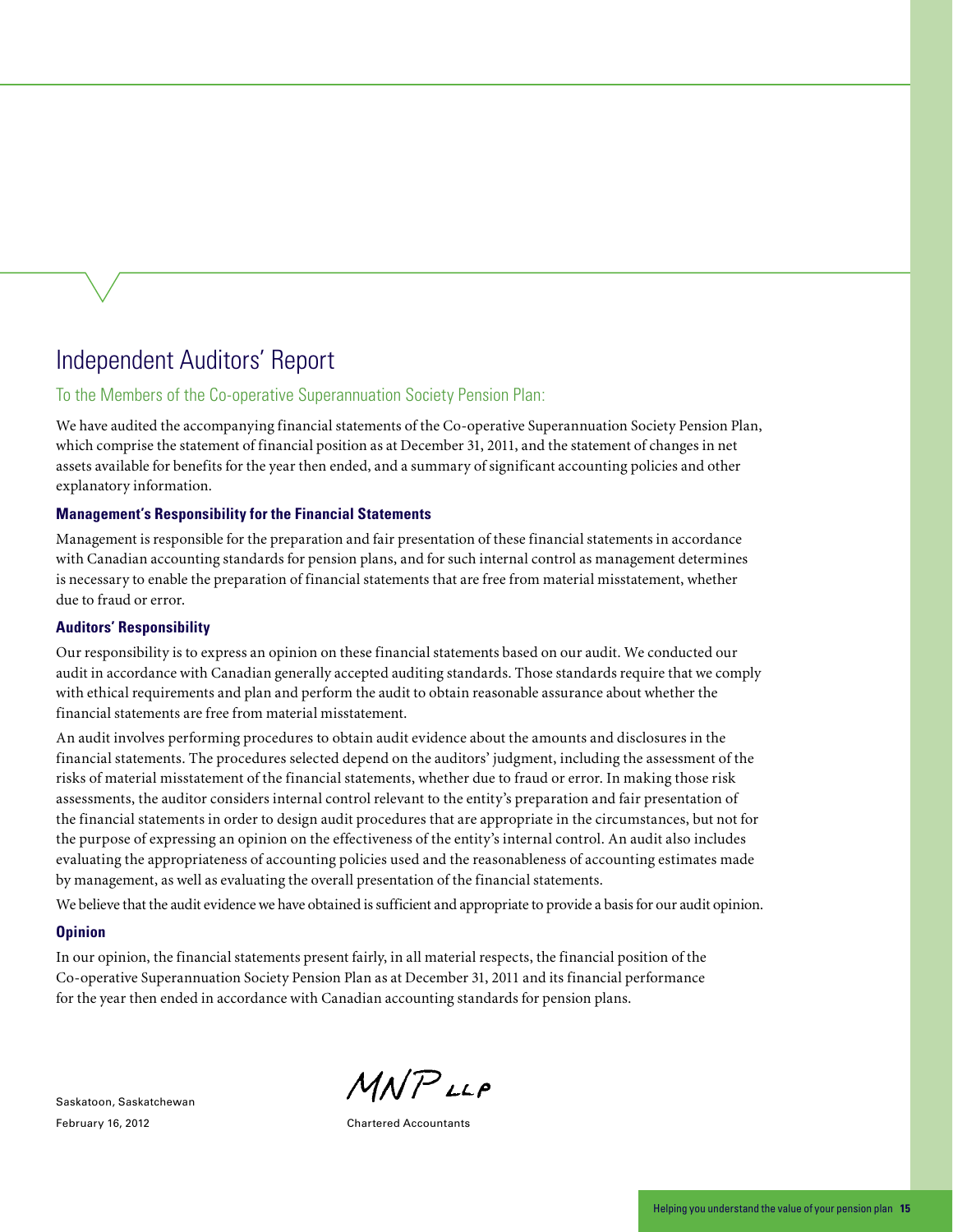# Independent Auditors' Report

## To the Members of the Co-operative Superannuation Society Pension Plan:

We have audited the accompanying financial statements of the Co-operative Superannuation Society Pension Plan, which comprise the statement of financial position as at December 31, 2011, and the statement of changes in net assets available for benefits for the year then ended, and a summary of significant accounting policies and other explanatory information.

### Management's Responsibility for the Financial Statements

Management is responsible for the preparation and fair presentation of these financial statements in accordance with Canadian accounting standards for pension plans, and for such internal control as management determines is necessary to enable the preparation of financial statements that are free from material misstatement, whether due to fraud or error.

### Auditors' Responsibility

Our responsibility is to express an opinion on these financial statements based on our audit. We conducted our audit in accordance with Canadian generally accepted auditing standards. Those standards require that we comply with ethical requirements and plan and perform the audit to obtain reasonable assurance about whether the financial statements are free from material misstatement.

An audit involves performing procedures to obtain audit evidence about the amounts and disclosures in the financial statements. The procedures selected depend on the auditors' judgment, including the assessment of the risks of material misstatement of the financial statements, whether due to fraud or error. In making those risk assessments, the auditor considers internal control relevant to the entity's preparation and fair presentation of the financial statements in order to design audit procedures that are appropriate in the circumstances, but not for the purpose of expressing an opinion on the effectiveness of the entity's internal control. An audit also includes evaluating the appropriateness of accounting policies used and the reasonableness of accounting estimates made by management, as well as evaluating the overall presentation of the financial statements.

We believe that the audit evidence we have obtained is sufficient and appropriate to provide a basis for our audit opinion.

### Opinion

In our opinion, the financial statements present fairly, in all material respects, the financial position of the Co-operative Superannuation Society Pension Plan as at December 31, 2011 and its financial performance for the year then ended in accordance with Canadian accounting standards for pension plans.

Saskatoon, Saskatchewan
February 16, 2012

MNP LLP
Chartered Accountants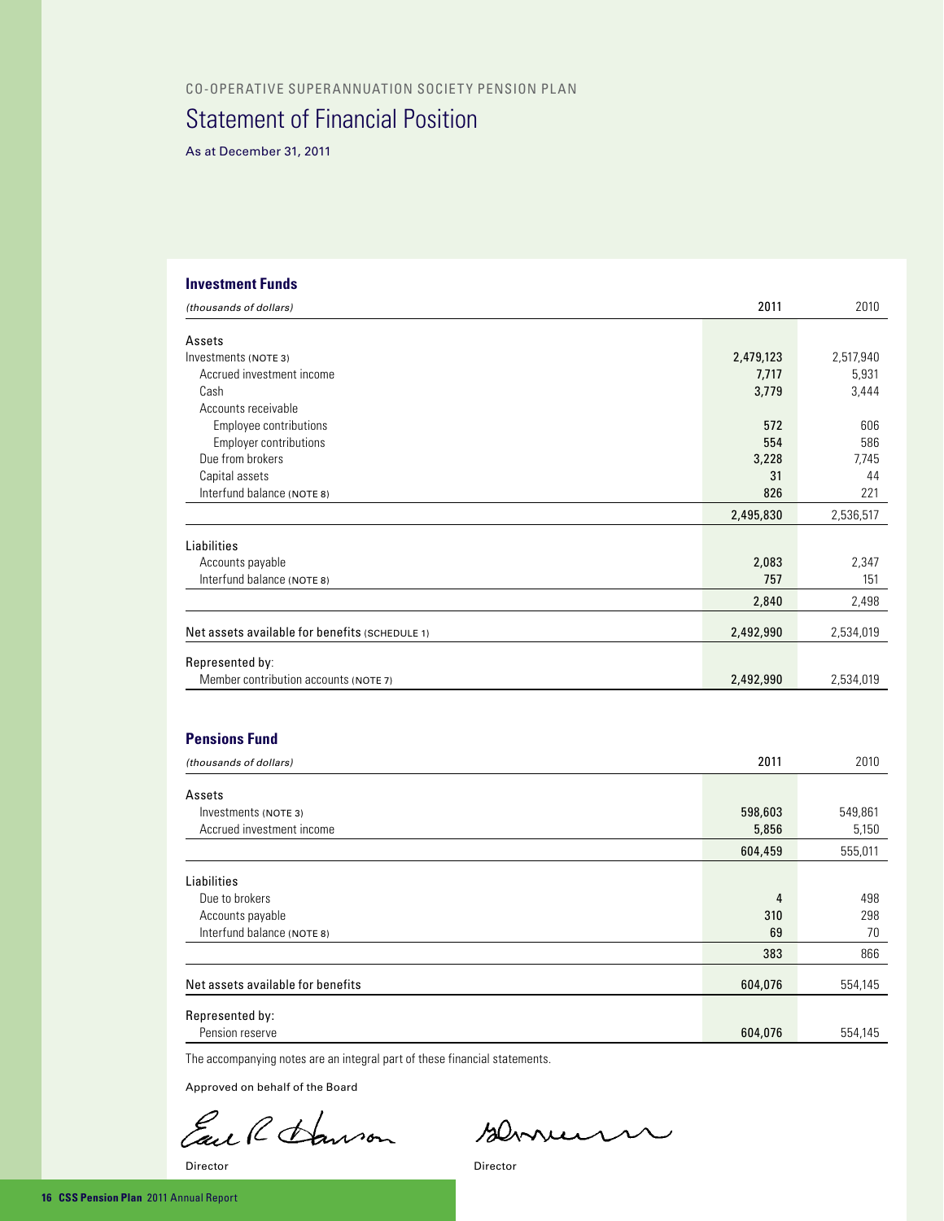CO-OPERATIVE SUPERANNUATION SOCIETY PENSION PLAN

# Statement of Financial Position

As at December 31, 2011

## Investment Funds

| *(thousands of dollars)* | 2011 | 2010 |
|---|---|---|
| **Assets** | | |
| Investments (NOTE 3) | 2,479,123 | 2,517,940 |
| Accrued investment income | 7,717 | 5,931 |
| Cash | 3,779 | 3,444 |
| Accounts receivable | | |
| Employee contributions | 572 | 606 |
| Employer contributions | 554 | 586 |
| Due from brokers | 3,228 | 7,745 |
| Capital assets | 31 | 44 |
| Interfund balance (NOTE 8) | 826 | 221 |
| | 2,495,830 | 2,536,517 |
| **Liabilities** | | |
| Accounts payable | 2,083 | 2,347 |
| Interfund balance (NOTE 8) | 757 | 151 |
| | 2,840 | 2,498 |
| Net assets available for benefits (SCHEDULE 1) | 2,492,990 | 2,534,019 |
| Represented by: | | |
| Member contribution accounts (NOTE 7) | 2,492,990 | 2,534,019 |

## Pensions Fund

| *(thousands of dollars)* | 2011 | 2010 |
|---|---|---|
| **Assets** | | |
| Investments (NOTE 3) | 598,603 | 549,861 |
| Accrued investment income | 5,856 | 5,150 |
| | 604,459 | 555,011 |
| **Liabilities** | | |
| Due to brokers | 4 | 498 |
| Accounts payable | 310 | 298 |
| Interfund balance (NOTE 8) | 69 | 70 |
| | 383 | 866 |
| Net assets available for benefits | 604,076 | 554,145 |
| Represented by: | | |
| Pension reserve | 604,076 | 554,145 |

The accompanying notes are an integral part of these financial statements.

Approved on behalf of the Board

Director

Director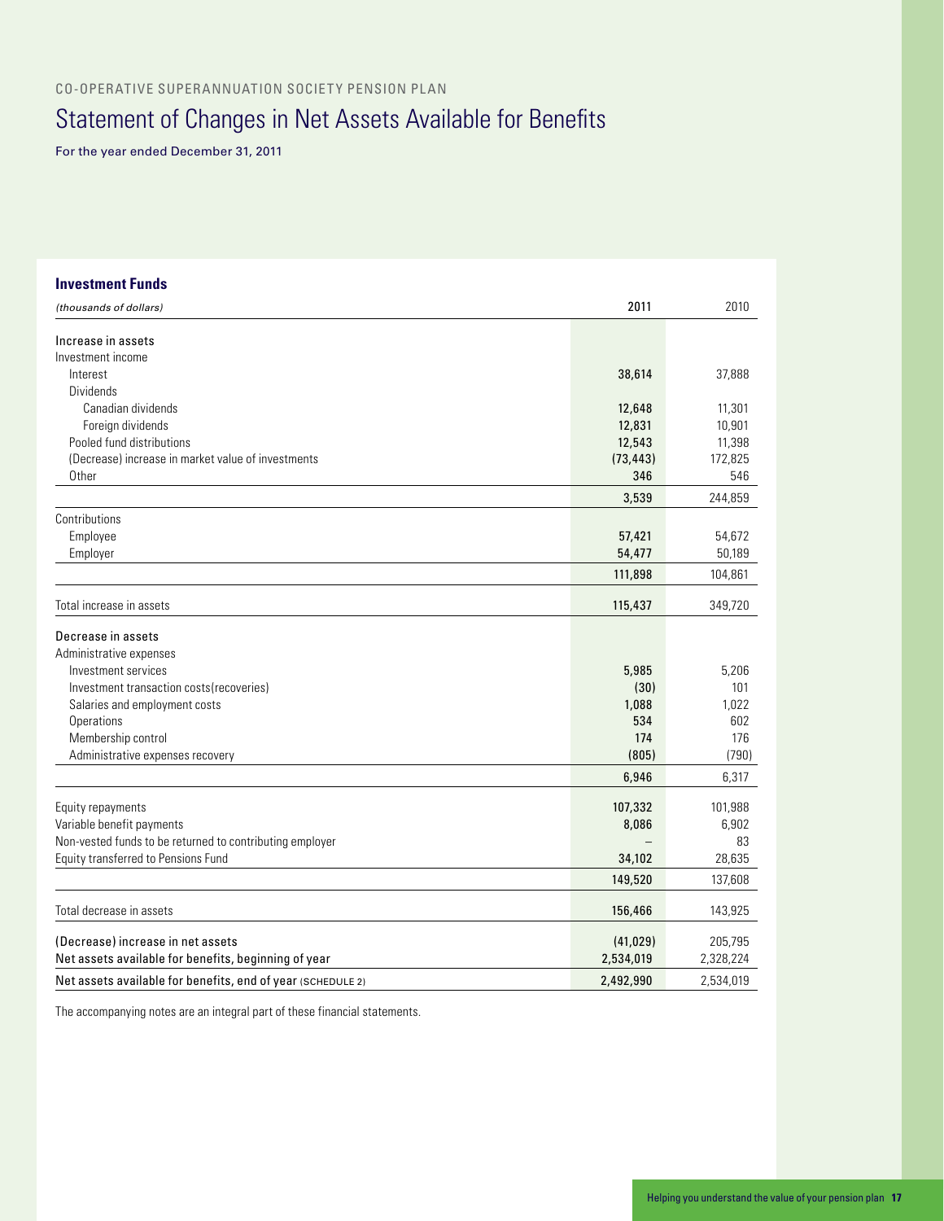CO-OPERATIVE SUPERANNUATION SOCIETY PENSION PLAN

# Statement of Changes in Net Assets Available for Benefits

For the year ended December 31, 2011

## Investment Funds

| *(thousands of dollars)* | 2011 | 2010 |
|---|---|---|
| **Increase in assets** | | |
| Investment income | | |
| Interest | 38,614 | 37,888 |
| Dividends | | |
| Canadian dividends | 12,648 | 11,301 |
| Foreign dividends | 12,831 | 10,901 |
| Pooled fund distributions | 12,543 | 11,398 |
| (Decrease) increase in market value of investments | (73,443) | 172,825 |
| Other | 346 | 546 |
| | 3,539 | 244,859 |
| Contributions | | |
| Employee | 57,421 | 54,672 |
| Employer | 54,477 | 50,189 |
| | 111,898 | 104,861 |
| Total increase in assets | 115,437 | 349,720 |
| **Decrease in assets** | | |
| Administrative expenses | | |
| Investment services | 5,985 | 5,206 |
| Investment transaction costs(recoveries) | (30) | 101 |
| Salaries and employment costs | 1,088 | 1,022 |
| Operations | 534 | 602 |
| Membership control | 174 | 176 |
| Administrative expenses recovery | (805) | (790) |
| | 6,946 | 6,317 |
| Equity repayments | 107,332 | 101,988 |
| Variable benefit payments | 8,086 | 6,902 |
| Non-vested funds to be returned to contributing employer | – | 83 |
| Equity transferred to Pensions Fund | 34,102 | 28,635 |
| | 149,520 | 137,608 |
| Total decrease in assets | 156,466 | 143,925 |
| (Decrease) increase in net assets | (41,029) | 205,795 |
| Net assets available for benefits, beginning of year | 2,534,019 | 2,328,224 |
| **Net assets available for benefits, end of year** (SCHEDULE 2) | 2,492,990 | 2,534,019 |

The accompanying notes are an integral part of these financial statements.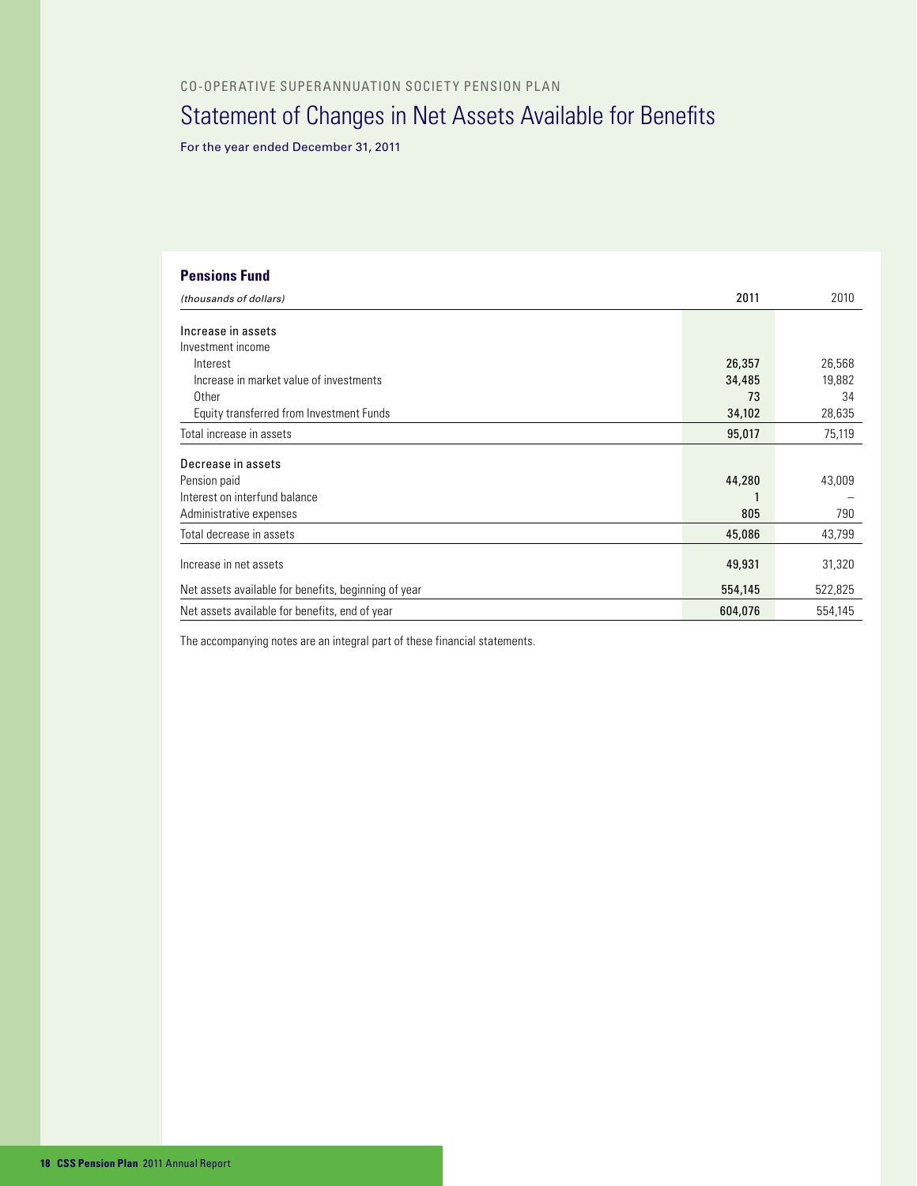CO-OPERATIVE SUPERANNUATION SOCIETY PENSION PLAN

# Statement of Changes in Net Assets Available for Benefits

For the year ended December 31, 2011

## Pensions Fund

| *(thousands of dollars)* | 2011 | 2010 |
|---|---|---|
| Increase in assets | | |
| Investment income | | |
| Interest | **26,357** | 26,568 |
| Increase in market value of investments | **34,485** | 19,882 |
| Other | **73** | 34 |
| Equity transferred from Investment Funds | **34,102** | 28,635 |
| Total increase in assets | **95,017** | 75,119 |
| Decrease in assets | | |
| Pension paid | **44,280** | 43,009 |
| Interest on interfund balance | **1** | – |
| Administrative expenses | **805** | 790 |
| Total decrease in assets | **45,086** | 43,799 |
| Increase in net assets | **49,931** | 31,320 |
| Net assets available for benefits, beginning of year | **554,145** | 522,825 |
| Net assets available for benefits, end of year | **604,076** | 554,145 |

The accompanying notes are an integral part of these financial statements.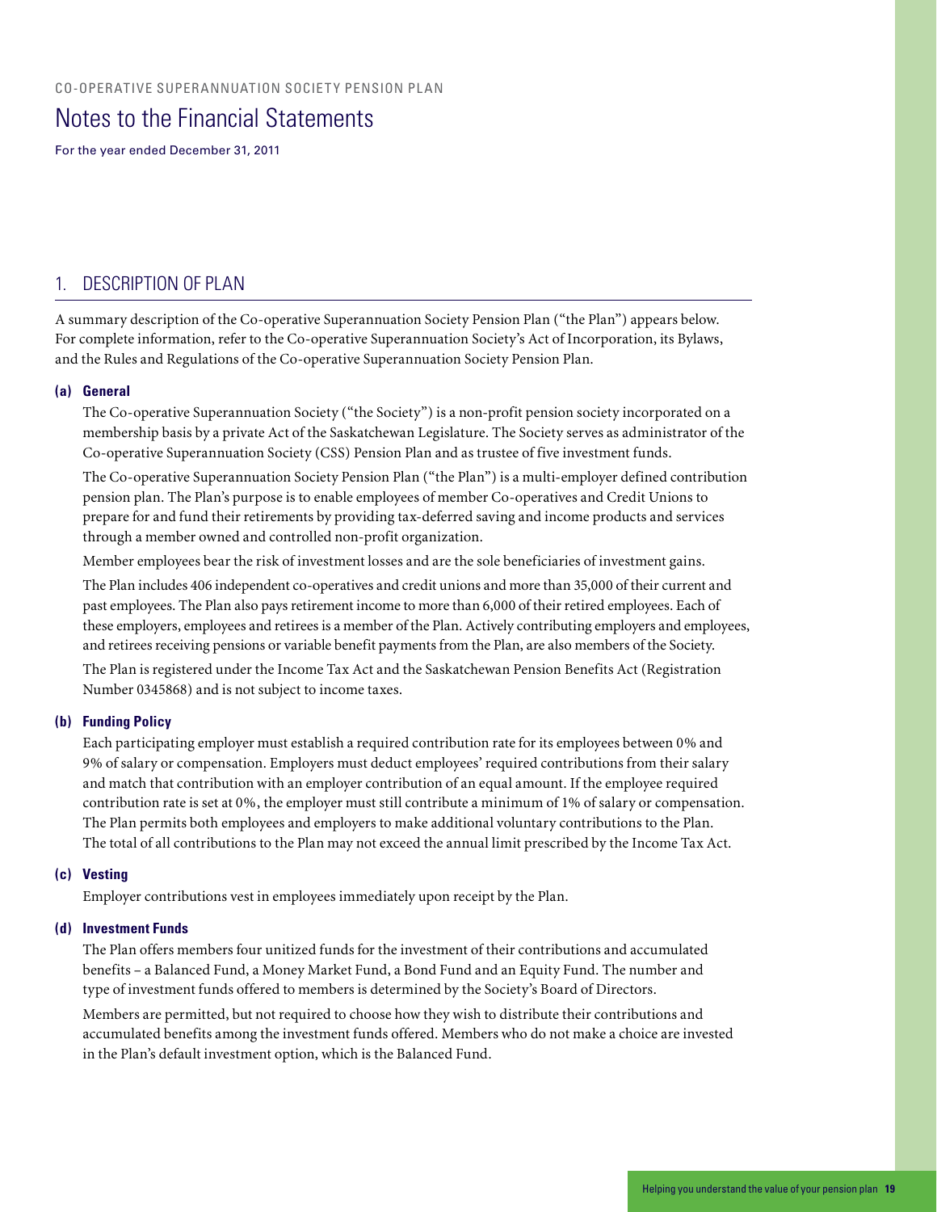# Notes to the Financial Statements

For the year ended December 31, 2011

## 1. DESCRIPTION OF PLAN

A summary description of the Co-operative Superannuation Society Pension Plan ("the Plan") appears below. For complete information, refer to the Co-operative Superannuation Society's Act of Incorporation, its Bylaws, and the Rules and Regulations of the Co-operative Superannuation Society Pension Plan.

### (a) General

The Co-operative Superannuation Society ("the Society") is a non-profit pension society incorporated on a membership basis by a private Act of the Saskatchewan Legislature. The Society serves as administrator of the Co-operative Superannuation Society (CSS) Pension Plan and as trustee of five investment funds.

The Co-operative Superannuation Society Pension Plan ("the Plan") is a multi-employer defined contribution pension plan. The Plan's purpose is to enable employees of member Co-operatives and Credit Unions to prepare for and fund their retirements by providing tax-deferred saving and income products and services through a member owned and controlled non-profit organization.

Member employees bear the risk of investment losses and are the sole beneficiaries of investment gains.

The Plan includes 406 independent co-operatives and credit unions and more than 35,000 of their current and past employees. The Plan also pays retirement income to more than 6,000 of their retired employees. Each of these employers, employees and retirees is a member of the Plan. Actively contributing employers and employees, and retirees receiving pensions or variable benefit payments from the Plan, are also members of the Society.

The Plan is registered under the Income Tax Act and the Saskatchewan Pension Benefits Act (Registration Number 0345868) and is not subject to income taxes.

### (b) Funding Policy

Each participating employer must establish a required contribution rate for its employees between 0% and 9% of salary or compensation. Employers must deduct employees' required contributions from their salary and match that contribution with an employer contribution of an equal amount. If the employee required contribution rate is set at 0%, the employer must still contribute a minimum of 1% of salary or compensation. The Plan permits both employees and employers to make additional voluntary contributions to the Plan. The total of all contributions to the Plan may not exceed the annual limit prescribed by the Income Tax Act.

### (c) Vesting

Employer contributions vest in employees immediately upon receipt by the Plan.

### (d) Investment Funds

The Plan offers members four unitized funds for the investment of their contributions and accumulated benefits – a Balanced Fund, a Money Market Fund, a Bond Fund and an Equity Fund. The number and type of investment funds offered to members is determined by the Society's Board of Directors.

Members are permitted, but not required to choose how they wish to distribute their contributions and accumulated benefits among the investment funds offered. Members who do not make a choice are invested in the Plan's default investment option, which is the Balanced Fund.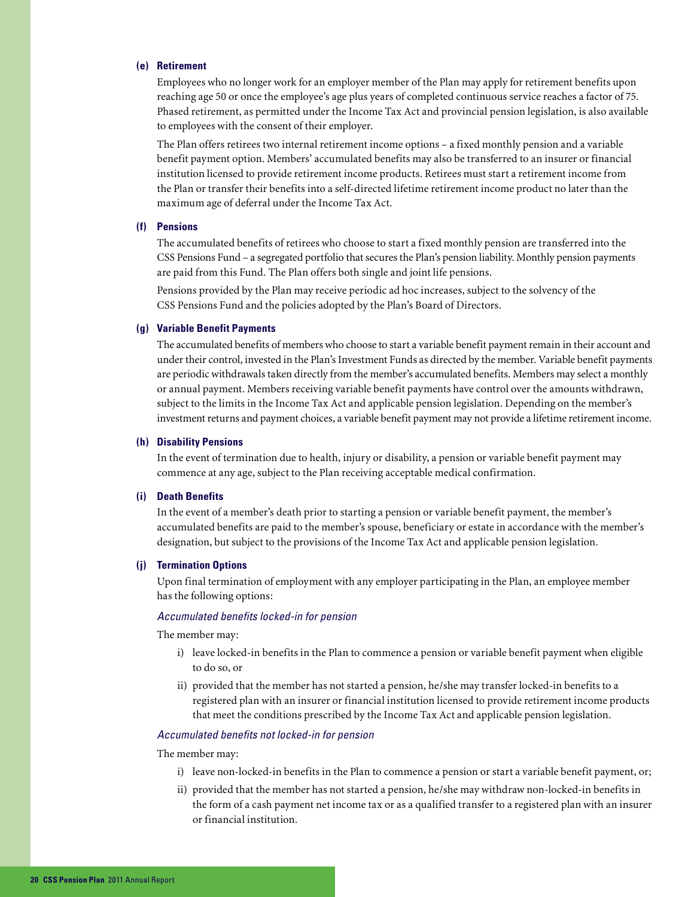#### (e) Retirement

Employees who no longer work for an employer member of the Plan may apply for retirement benefits upon reaching age 50 or once the employee's age plus years of completed continuous service reaches a factor of 75. Phased retirement, as permitted under the Income Tax Act and provincial pension legislation, is also available to employees with the consent of their employer.

The Plan offers retirees two internal retirement income options – a fixed monthly pension and a variable benefit payment option. Members' accumulated benefits may also be transferred to an insurer or financial institution licensed to provide retirement income products. Retirees must start a retirement income from the Plan or transfer their benefits into a self-directed lifetime retirement income product no later than the maximum age of deferral under the Income Tax Act.

#### (f) Pensions

The accumulated benefits of retirees who choose to start a fixed monthly pension are transferred into the CSS Pensions Fund – a segregated portfolio that secures the Plan's pension liability. Monthly pension payments are paid from this Fund. The Plan offers both single and joint life pensions.

Pensions provided by the Plan may receive periodic ad hoc increases, subject to the solvency of the CSS Pensions Fund and the policies adopted by the Plan's Board of Directors.

#### (g) Variable Benefit Payments

The accumulated benefits of members who choose to start a variable benefit payment remain in their account and under their control, invested in the Plan's Investment Funds as directed by the member. Variable benefit payments are periodic withdrawals taken directly from the member's accumulated benefits. Members may select a monthly or annual payment. Members receiving variable benefit payments have control over the amounts withdrawn, subject to the limits in the Income Tax Act and applicable pension legislation. Depending on the member's investment returns and payment choices, a variable benefit payment may not provide a lifetime retirement income.

#### (h) Disability Pensions

In the event of termination due to health, injury or disability, a pension or variable benefit payment may commence at any age, subject to the Plan receiving acceptable medical confirmation.

#### (i) Death Benefits

In the event of a member's death prior to starting a pension or variable benefit payment, the member's accumulated benefits are paid to the member's spouse, beneficiary or estate in accordance with the member's designation, but subject to the provisions of the Income Tax Act and applicable pension legislation.

#### (j) Termination Options

Upon final termination of employment with any employer participating in the Plan, an employee member has the following options:

*Accumulated benefits locked-in for pension*

The member may:

i) leave locked-in benefits in the Plan to commence a pension or variable benefit payment when eligible to do so, or

ii) provided that the member has not started a pension, he/she may transfer locked-in benefits to a registered plan with an insurer or financial institution licensed to provide retirement income products that meet the conditions prescribed by the Income Tax Act and applicable pension legislation.

*Accumulated benefits not locked-in for pension*

The member may:

i) leave non-locked-in benefits in the Plan to commence a pension or start a variable benefit payment, or;

ii) provided that the member has not started a pension, he/she may withdraw non-locked-in benefits in the form of a cash payment net income tax or as a qualified transfer to a registered plan with an insurer or financial institution.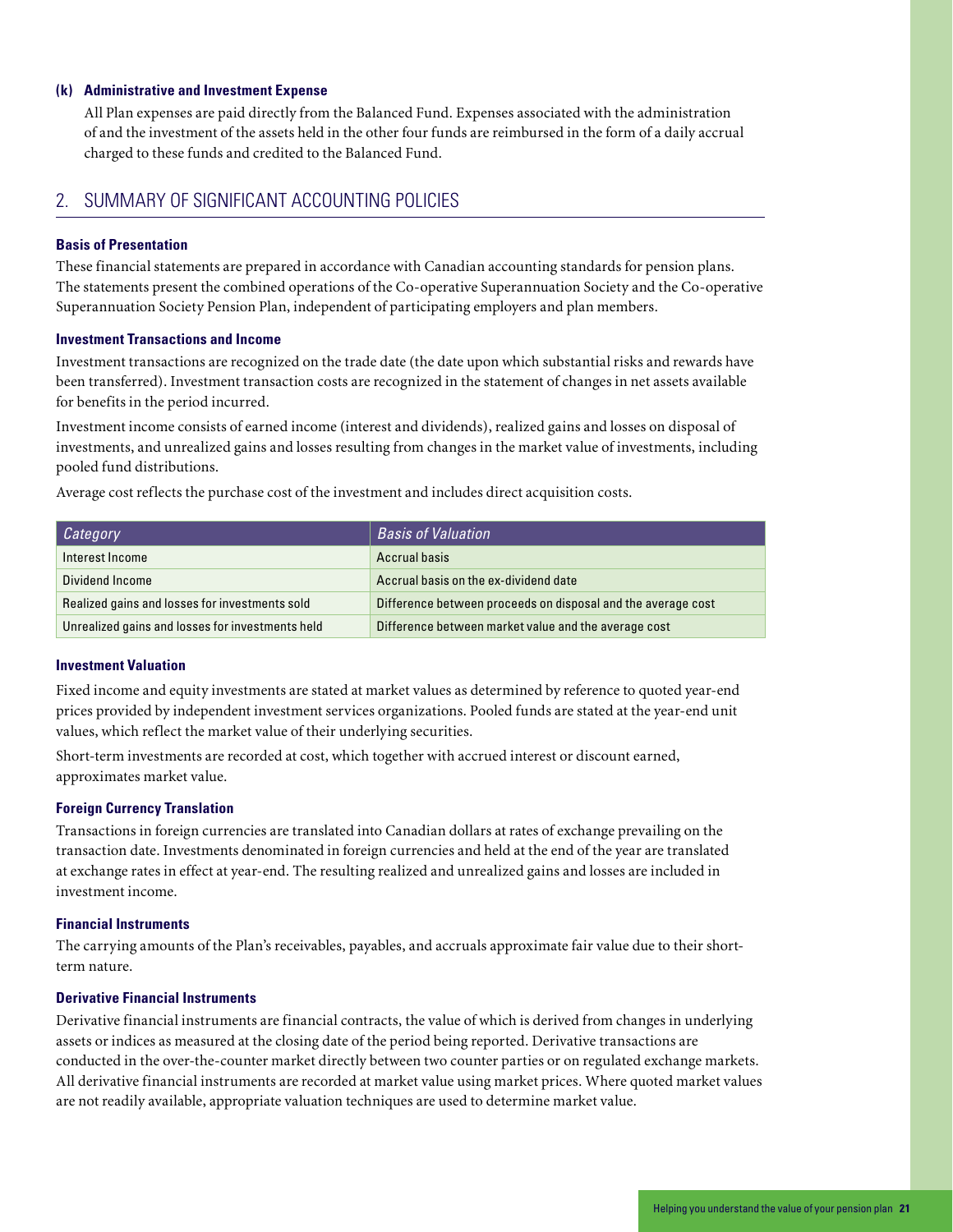### (k) Administrative and Investment Expense

All Plan expenses are paid directly from the Balanced Fund. Expenses associated with the administration of and the investment of the assets held in the other four funds are reimbursed in the form of a daily accrual charged to these funds and credited to the Balanced Fund.

## 2. SUMMARY OF SIGNIFICANT ACCOUNTING POLICIES

### Basis of Presentation

These financial statements are prepared in accordance with Canadian accounting standards for pension plans. The statements present the combined operations of the Co-operative Superannuation Society and the Co-operative Superannuation Society Pension Plan, independent of participating employers and plan members.

### Investment Transactions and Income

Investment transactions are recognized on the trade date (the date upon which substantial risks and rewards have been transferred). Investment transaction costs are recognized in the statement of changes in net assets available for benefits in the period incurred.

Investment income consists of earned income (interest and dividends), realized gains and losses on disposal of investments, and unrealized gains and losses resulting from changes in the market value of investments, including pooled fund distributions.

Average cost reflects the purchase cost of the investment and includes direct acquisition costs.

| *Category* | *Basis of Valuation* |
|---|---|
| Interest Income | Accrual basis |
| Dividend Income | Accrual basis on the ex-dividend date |
| Realized gains and losses for investments sold | Difference between proceeds on disposal and the average cost |
| Unrealized gains and losses for investments held | Difference between market value and the average cost |

### Investment Valuation

Fixed income and equity investments are stated at market values as determined by reference to quoted year-end prices provided by independent investment services organizations. Pooled funds are stated at the year-end unit values, which reflect the market value of their underlying securities.

Short-term investments are recorded at cost, which together with accrued interest or discount earned, approximates market value.

### Foreign Currency Translation

Transactions in foreign currencies are translated into Canadian dollars at rates of exchange prevailing on the transaction date. Investments denominated in foreign currencies and held at the end of the year are translated at exchange rates in effect at year-end. The resulting realized and unrealized gains and losses are included in investment income.

### Financial Instruments

The carrying amounts of the Plan's receivables, payables, and accruals approximate fair value due to their short-term nature.

### Derivative Financial Instruments

Derivative financial instruments are financial contracts, the value of which is derived from changes in underlying assets or indices as measured at the closing date of the period being reported. Derivative transactions are conducted in the over-the-counter market directly between two counter parties or on regulated exchange markets. All derivative financial instruments are recorded at market value using market prices. Where quoted market values are not readily available, appropriate valuation techniques are used to determine market value.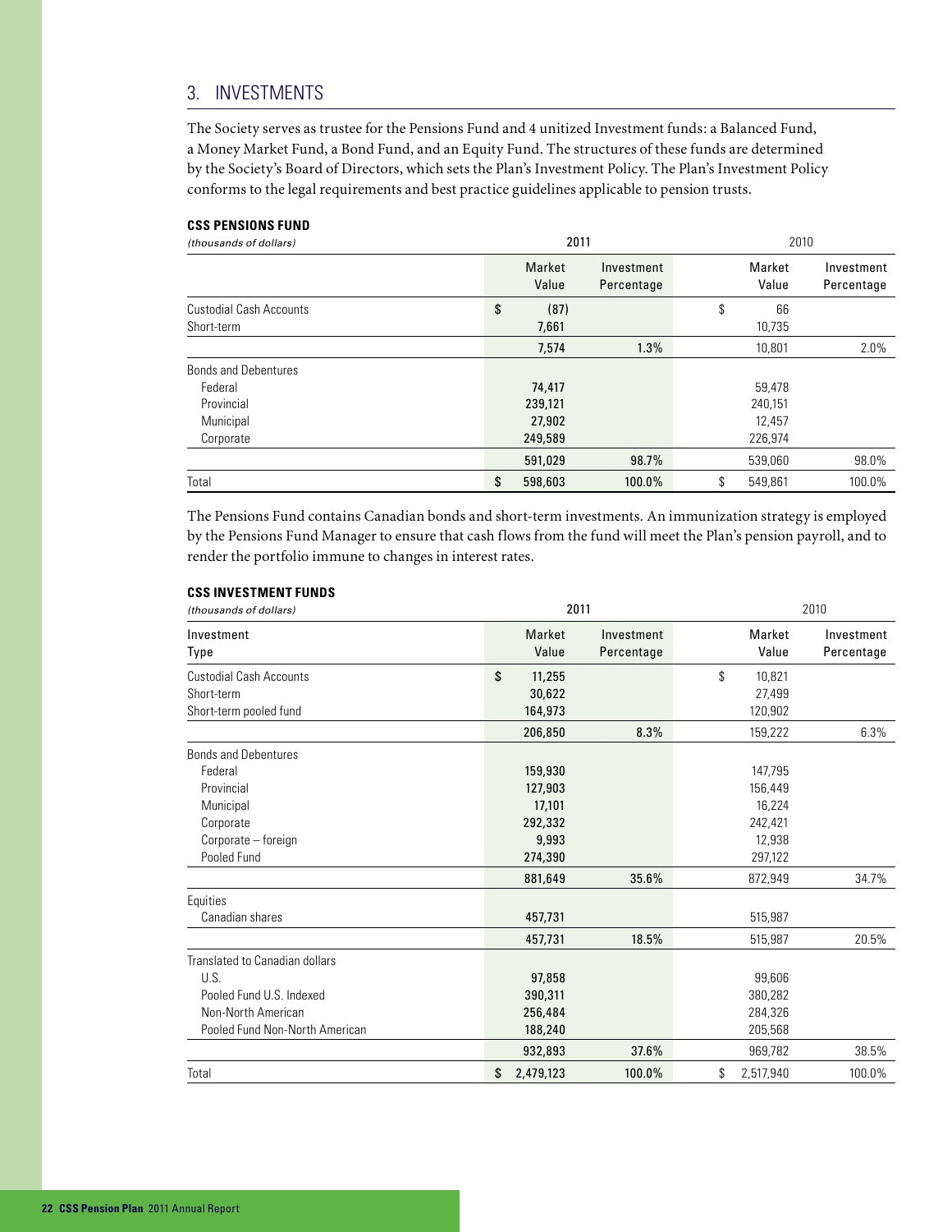## 3. INVESTMENTS

The Society serves as trustee for the Pensions Fund and 4 unitized Investment funds: a Balanced Fund, a Money Market Fund, a Bond Fund, and an Equity Fund. The structures of these funds are determined by the Society's Board of Directors, which sets the Plan's Investment Policy. The Plan's Investment Policy conforms to the legal requirements and best practice guidelines applicable to pension trusts.

**CSS PENSIONS FUND**

| *(thousands of dollars)* | 2011 | | 2010 | |
|---|---|---|---|---|
| | Market Value | Investment Percentage | Market Value | Investment Percentage |
| Custodial Cash Accounts | $ (87) | | $ 66 | |
| Short-term | 7,661 | | 10,735 | |
| | 7,574 | 1.3% | 10,801 | 2.0% |
| Bonds and Debentures | | | | |
| Federal | 74,417 | | 59,478 | |
| Provincial | 239,121 | | 240,151 | |
| Municipal | 27,902 | | 12,457 | |
| Corporate | 249,589 | | 226,974 | |
| | 591,029 | 98.7% | 539,060 | 98.0% |
| Total | $ 598,603 | 100.0% | $ 549,861 | 100.0% |

The Pensions Fund contains Canadian bonds and short-term investments. An immunization strategy is employed by the Pensions Fund Manager to ensure that cash flows from the fund will meet the Plan's pension payroll, and to render the portfolio immune to changes in interest rates.

**CSS INVESTMENT FUNDS**

| *(thousands of dollars)* | 2011 | | 2010 | |
|---|---|---|---|---|
| Investment Type | Market Value | Investment Percentage | Market Value | Investment Percentage |
| Custodial Cash Accounts | $ 11,255 | | $ 10,821 | |
| Short-term | 30,622 | | 27,499 | |
| Short-term pooled fund | 164,973 | | 120,902 | |
| | 206,850 | 8.3% | 159,222 | 6.3% |
| Bonds and Debentures | | | | |
| Federal | 159,930 | | 147,795 | |
| Provincial | 127,903 | | 156,449 | |
| Municipal | 17,101 | | 16,224 | |
| Corporate | 292,332 | | 242,421 | |
| Corporate – foreign | 9,993 | | 12,938 | |
| Pooled Fund | 274,390 | | 297,122 | |
| | 881,649 | 35.6% | 872,949 | 34.7% |
| Equities | | | | |
| Canadian shares | 457,731 | | 515,987 | |
| | 457,731 | 18.5% | 515,987 | 20.5% |
| Translated to Canadian dollars | | | | |
| U.S. | 97,858 | | 99,606 | |
| Pooled Fund U.S. Indexed | 390,311 | | 380,282 | |
| Non-North American | 256,484 | | 284,326 | |
| Pooled Fund Non-North American | 188,240 | | 205,568 | |
| | 932,893 | 37.6% | 969,782 | 38.5% |
| Total | $ 2,479,123 | 100.0% | $ 2,517,940 | 100.0% |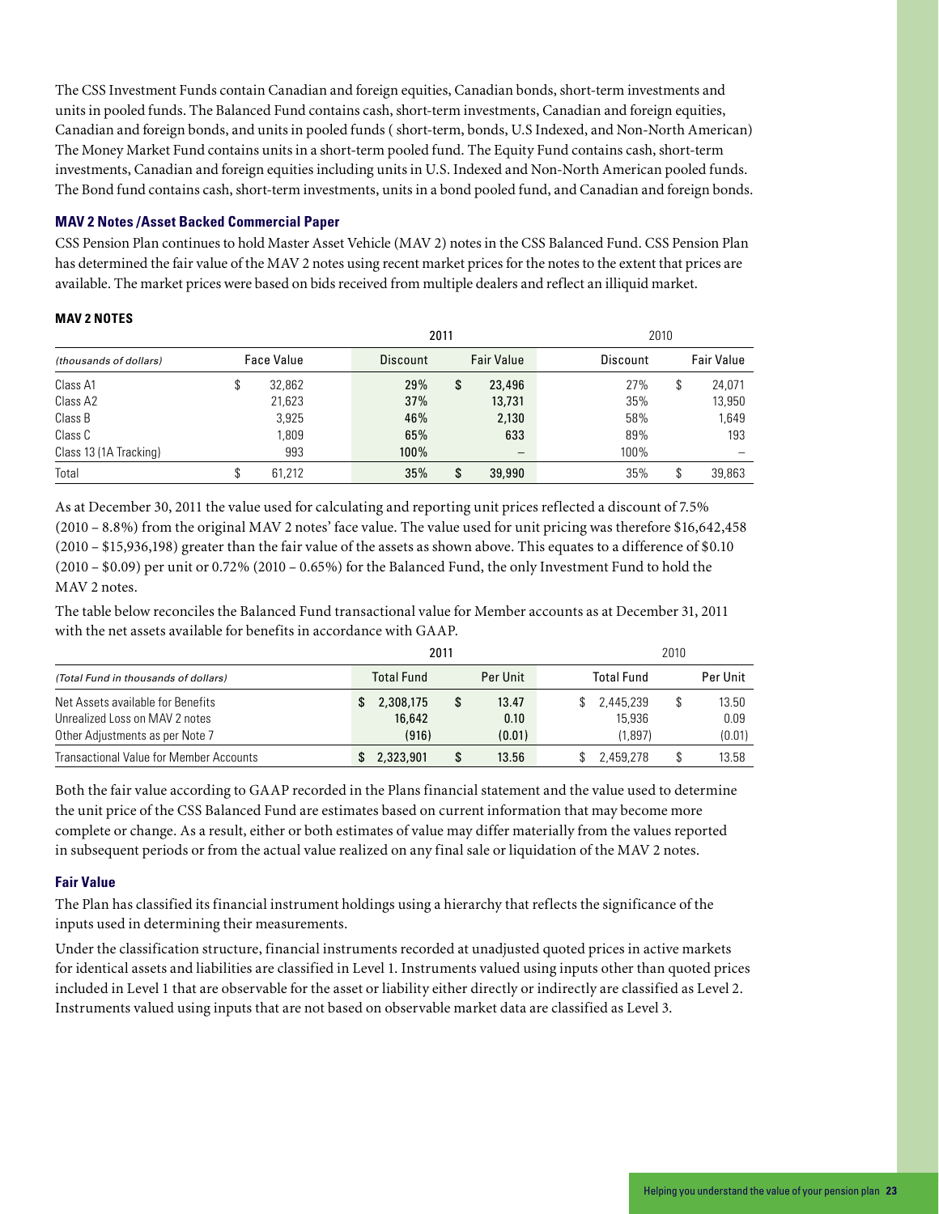The CSS Investment Funds contain Canadian and foreign equities, Canadian bonds, short-term investments and units in pooled funds. The Balanced Fund contains cash, short-term investments, Canadian and foreign equities, Canadian and foreign bonds, and units in pooled funds ( short-term, bonds, U.S Indexed, and Non-North American) The Money Market Fund contains units in a short-term pooled fund. The Equity Fund contains cash, short-term investments, Canadian and foreign equities including units in U.S. Indexed and Non-North American pooled funds. The Bond fund contains cash, short-term investments, units in a bond pooled fund, and Canadian and foreign bonds.

### MAV 2 Notes /Asset Backed Commercial Paper

CSS Pension Plan continues to hold Master Asset Vehicle (MAV 2) notes in the CSS Balanced Fund. CSS Pension Plan has determined the fair value of the MAV 2 notes using recent market prices for the notes to the extent that prices are available. The market prices were based on bids received from multiple dealers and reflect an illiquid market.

**MAV 2 NOTES**

| | | 2011 | | 2010 | |
|---|---|---|---|---|---|
| *(thousands of dollars)* | Face Value | Discount | Fair Value | Discount | Fair Value |
| Class A1 | $ 32,862 | 29% | $ 23,496 | 27% | $ 24,071 |
| Class A2 | 21,623 | 37% | 13,731 | 35% | 13,950 |
| Class B | 3,925 | 46% | 2,130 | 58% | 1,649 |
| Class C | 1,809 | 65% | 633 | 89% | 193 |
| Class 13 (1A Tracking) | 993 | 100% | – | 100% | – |
| Total | $ 61,212 | 35% | $ 39,990 | 35% | $ 39,863 |

As at December 30, 2011 the value used for calculating and reporting unit prices reflected a discount of 7.5% (2010 – 8.8%) from the original MAV 2 notes' face value. The value used for unit pricing was therefore $16,642,458 (2010 – $15,936,198) greater than the fair value of the assets as shown above. This equates to a difference of $0.10 (2010 – $0.09) per unit or 0.72% (2010 – 0.65%) for the Balanced Fund, the only Investment Fund to hold the MAV 2 notes.

The table below reconciles the Balanced Fund transactional value for Member accounts as at December 31, 2011 with the net assets available for benefits in accordance with GAAP.

| | 2011 | | 2010 | |
|---|---|---|---|---|
| *(Total Fund in thousands of dollars)* | Total Fund | Per Unit | Total Fund | Per Unit |
| Net Assets available for Benefits | $ 2,308,175 | $ 13.47 | $ 2,445,239 | $ 13.50 |
| Unrealized Loss on MAV 2 notes | 16,642 | 0.10 | 15,936 | 0.09 |
| Other Adjustments as per Note 7 | (916) | (0.01) | (1,897) | (0.01) |
| Transactional Value for Member Accounts | $ 2,323,901 | $ 13.56 | $ 2,459,278 | $ 13.58 |

Both the fair value according to GAAP recorded in the Plans financial statement and the value used to determine the unit price of the CSS Balanced Fund are estimates based on current information that may become more complete or change. As a result, either or both estimates of value may differ materially from the values reported in subsequent periods or from the actual value realized on any final sale or liquidation of the MAV 2 notes.

### Fair Value

The Plan has classified its financial instrument holdings using a hierarchy that reflects the significance of the inputs used in determining their measurements.

Under the classification structure, financial instruments recorded at unadjusted quoted prices in active markets for identical assets and liabilities are classified in Level 1. Instruments valued using inputs other than quoted prices included in Level 1 that are observable for the asset or liability either directly or indirectly are classified as Level 2. Instruments valued using inputs that are not based on observable market data are classified as Level 3.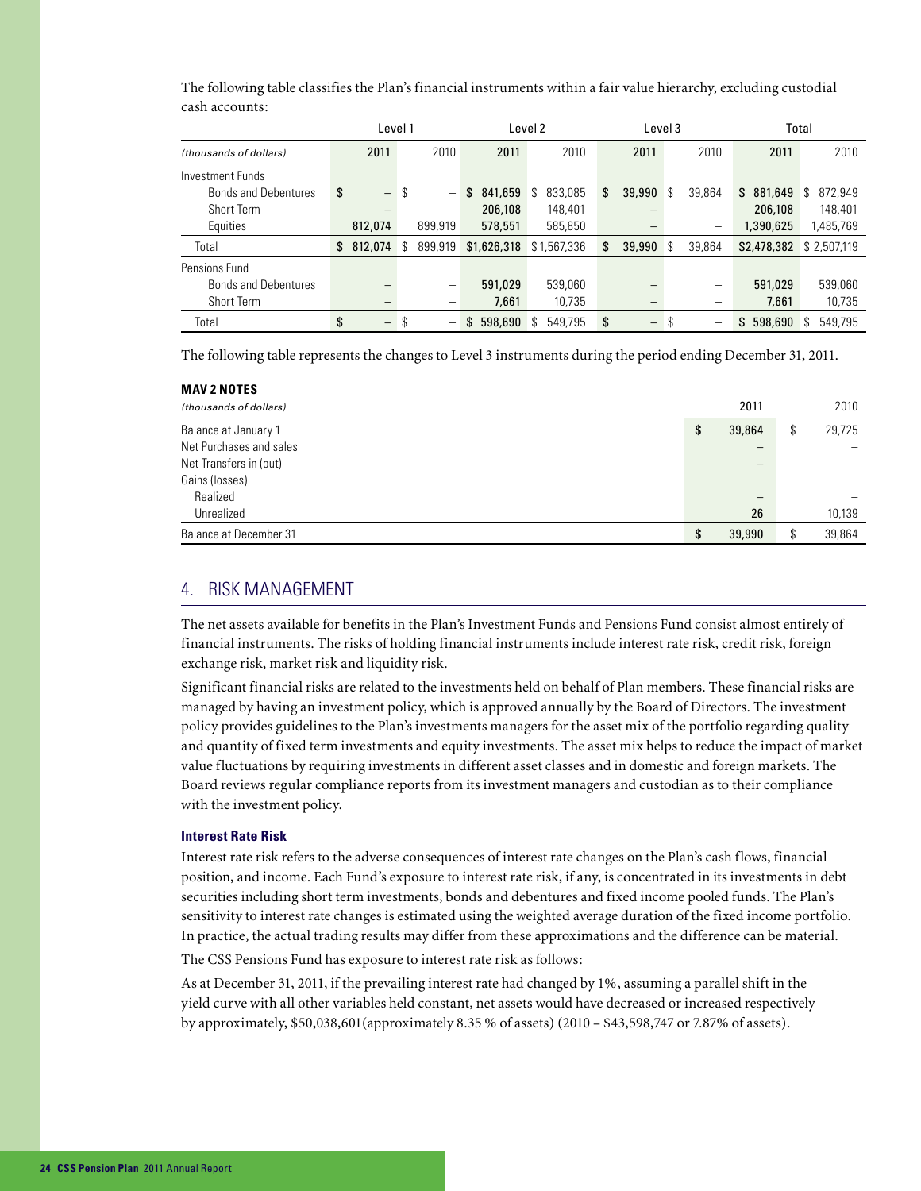The following table classifies the Plan's financial instruments within a fair value hierarchy, excluding custodial cash accounts:

| | Level 1 | | Level 2 | | Level 3 | | Total | |
|---|---|---|---|---|---|---|---|---|
| *(thousands of dollars)* | 2011 | 2010 | 2011 | 2010 | 2011 | 2010 | 2011 | 2010 |
| Investment Funds | | | | | | | | |
| Bonds and Debentures | $ – | $ – | $ 841,659 | $ 833,085 | $ 39,990 | $ 39,864 | $ 881,649 | $ 872,949 |
| Short Term | – | – | 206,108 | 148,401 | – | – | 206,108 | 148,401 |
| Equities | 812,074 | 899,919 | 578,551 | 585,850 | – | – | 1,390,625 | 1,485,769 |
| Total | $ 812,074 | $ 899,919 | $1,626,318 | $1,567,336 | $ 39,990 | $ 39,864 | $2,478,382 | $ 2,507,119 |
| Pensions Fund | | | | | | | | |
| Bonds and Debentures | – | – | 591,029 | 539,060 | – | – | 591,029 | 539,060 |
| Short Term | – | – | 7,661 | 10,735 | – | – | 7,661 | 10,735 |
| Total | $ – | $ – | $ 598,690 | $ 549,795 | $ – | $ – | $ 598,690 | $ 549,795 |

The following table represents the changes to Level 3 instruments during the period ending December 31, 2011.

**MAV 2 NOTES**

| *(thousands of dollars)* | 2011 | 2010 |
|---|---|---|
| Balance at January 1 | $ 39,864 | $ 29,725 |
| Net Purchases and sales | – | – |
| Net Transfers in (out) | – | – |
| Gains (losses) | | |
| Realized | – | – |
| Unrealized | 26 | 10,139 |
| Balance at December 31 | $ 39,990 | $ 39,864 |

## 4. RISK MANAGEMENT

The net assets available for benefits in the Plan's Investment Funds and Pensions Fund consist almost entirely of financial instruments. The risks of holding financial instruments include interest rate risk, credit risk, foreign exchange risk, market risk and liquidity risk.

Significant financial risks are related to the investments held on behalf of Plan members. These financial risks are managed by having an investment policy, which is approved annually by the Board of Directors. The investment policy provides guidelines to the Plan's investments managers for the asset mix of the portfolio regarding quality and quantity of fixed term investments and equity investments. The asset mix helps to reduce the impact of market value fluctuations by requiring investments in different asset classes and in domestic and foreign markets. The Board reviews regular compliance reports from its investment managers and custodian as to their compliance with the investment policy.

**Interest Rate Risk**

Interest rate risk refers to the adverse consequences of interest rate changes on the Plan's cash flows, financial position, and income. Each Fund's exposure to interest rate risk, if any, is concentrated in its investments in debt securities including short term investments, bonds and debentures and fixed income pooled funds. The Plan's sensitivity to interest rate changes is estimated using the weighted average duration of the fixed income portfolio. In practice, the actual trading results may differ from these approximations and the difference can be material.

The CSS Pensions Fund has exposure to interest rate risk as follows:

As at December 31, 2011, if the prevailing interest rate had changed by 1%, assuming a parallel shift in the yield curve with all other variables held constant, net assets would have decreased or increased respectively by approximately, $50,038,601(approximately 8.35 % of assets) (2010 – $43,598,747 or 7.87% of assets).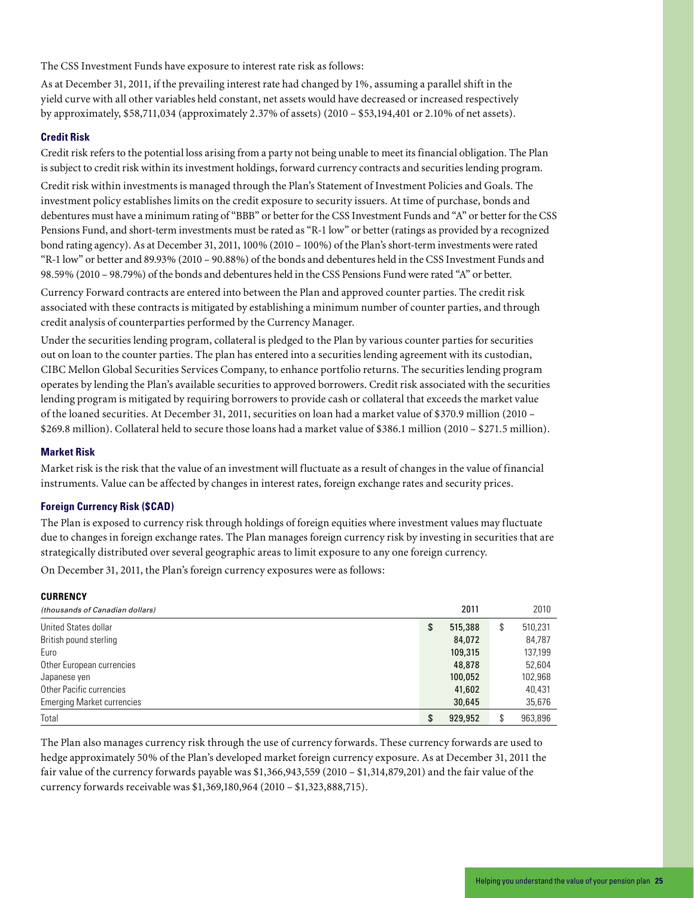The CSS Investment Funds have exposure to interest rate risk as follows:

As at December 31, 2011, if the prevailing interest rate had changed by 1%, assuming a parallel shift in the yield curve with all other variables held constant, net assets would have decreased or increased respectively by approximately, $58,711,034 (approximately 2.37% of assets) (2010 – $53,194,401 or 2.10% of net assets).

### Credit Risk

Credit risk refers to the potential loss arising from a party not being unable to meet its financial obligation. The Plan is subject to credit risk within its investment holdings, forward currency contracts and securities lending program.

Credit risk within investments is managed through the Plan's Statement of Investment Policies and Goals. The investment policy establishes limits on the credit exposure to security issuers. At time of purchase, bonds and debentures must have a minimum rating of "BBB" or better for the CSS Investment Funds and "A" or better for the CSS Pensions Fund, and short-term investments must be rated as "R-1 low" or better (ratings as provided by a recognized bond rating agency). As at December 31, 2011, 100% (2010 – 100%) of the Plan's short-term investments were rated "R-1 low" or better and 89.93% (2010 – 90.88%) of the bonds and debentures held in the CSS Investment Funds and 98.59% (2010 – 98.79%) of the bonds and debentures held in the CSS Pensions Fund were rated "A" or better.

Currency Forward contracts are entered into between the Plan and approved counter parties. The credit risk associated with these contracts is mitigated by establishing a minimum number of counter parties, and through credit analysis of counterparties performed by the Currency Manager.

Under the securities lending program, collateral is pledged to the Plan by various counter parties for securities out on loan to the counter parties. The plan has entered into a securities lending agreement with its custodian, CIBC Mellon Global Securities Services Company, to enhance portfolio returns. The securities lending program operates by lending the Plan's available securities to approved borrowers. Credit risk associated with the securities lending program is mitigated by requiring borrowers to provide cash or collateral that exceeds the market value of the loaned securities. At December 31, 2011, securities on loan had a market value of $370.9 million (2010 – $269.8 million). Collateral held to secure those loans had a market value of $386.1 million (2010 – $271.5 million).

### Market Risk

Market risk is the risk that the value of an investment will fluctuate as a result of changes in the value of financial instruments. Value can be affected by changes in interest rates, foreign exchange rates and security prices.

### Foreign Currency Risk ($CAD)

The Plan is exposed to currency risk through holdings of foreign equities where investment values may fluctuate due to changes in foreign exchange rates. The Plan manages foreign currency risk by investing in securities that are strategically distributed over several geographic areas to limit exposure to any one foreign currency.

On December 31, 2011, the Plan's foreign currency exposures were as follows:

**CURRENCY**

| *(thousands of Canadian dollars)* | 2011 | 2010 |
|---|---|---|
| United States dollar | **$ 515,388** | $ 510,231 |
| British pound sterling | **84,072** | 84,787 |
| Euro | **109,315** | 137,199 |
| Other European currencies | **48,878** | 52,604 |
| Japanese yen | **100,052** | 102,968 |
| Other Pacific currencies | **41,602** | 40,431 |
| Emerging Market currencies | **30,645** | 35,676 |
| Total | **$ 929,952** | $ 963,896 |

The Plan also manages currency risk through the use of currency forwards. These currency forwards are used to hedge approximately 50% of the Plan's developed market foreign currency exposure. As at December 31, 2011 the fair value of the currency forwards payable was $1,366,943,559 (2010 – $1,314,879,201) and the fair value of the currency forwards receivable was $1,369,180,964 (2010 – $1,323,888,715).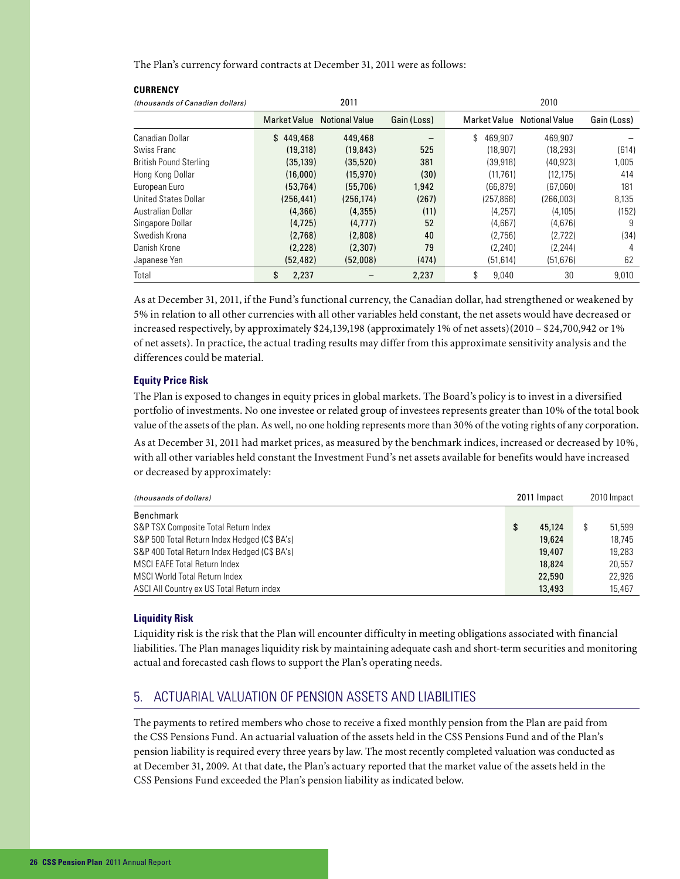The Plan's currency forward contracts at December 31, 2011 were as follows:

**CURRENCY**

| *(thousands of Canadian dollars)* | 2011 | | | 2010 | | |
|---|---|---|---|---|---|---|
| | Market Value | Notional Value | Gain (Loss) | Market Value | Notional Value | Gain (Loss) |
| Canadian Dollar | $ 449,468 | 449,468 | – | $ 469,907 | 469,907 | – |
| Swiss Franc | (19,318) | (19,843) | 525 | (18,907) | (18,293) | (614) |
| British Pound Sterling | (35,139) | (35,520) | 381 | (39,918) | (40,923) | 1,005 |
| Hong Kong Dollar | (16,000) | (15,970) | (30) | (11,761) | (12,175) | 414 |
| European Euro | (53,764) | (55,706) | 1,942 | (66,879) | (67,060) | 181 |
| United States Dollar | (256,441) | (256,174) | (267) | (257,868) | (266,003) | 8,135 |
| Australian Dollar | (4,366) | (4,355) | (11) | (4,257) | (4,105) | (152) |
| Singapore Dollar | (4,725) | (4,777) | 52 | (4,667) | (4,676) | 9 |
| Swedish Krona | (2,768) | (2,808) | 40 | (2,756) | (2,722) | (34) |
| Danish Krone | (2,228) | (2,307) | 79 | (2,240) | (2,244) | 4 |
| Japanese Yen | (52,482) | (52,008) | (474) | (51,614) | (51,676) | 62 |
| Total | $ 2,237 | – | 2,237 | $ 9,040 | 30 | 9,010 |

As at December 31, 2011, if the Fund's functional currency, the Canadian dollar, had strengthened or weakened by 5% in relation to all other currencies with all other variables held constant, the net assets would have decreased or increased respectively, by approximately $24,139,198 (approximately 1% of net assets)(2010 – $24,700,942 or 1% of net assets). In practice, the actual trading results may differ from this approximate sensitivity analysis and the differences could be material.

### Equity Price Risk

The Plan is exposed to changes in equity prices in global markets. The Board's policy is to invest in a diversified portfolio of investments. No one investee or related group of investees represents greater than 10% of the total book value of the assets of the plan. As well, no one holding represents more than 30% of the voting rights of any corporation.

As at December 31, 2011 had market prices, as measured by the benchmark indices, increased or decreased by 10%, with all other variables held constant the Investment Fund's net assets available for benefits would have increased or decreased by approximately:

| *(thousands of dollars)* | 2011 Impact | 2010 Impact |
|---|---|---|
| Benchmark | | |
| S&P TSX Composite Total Return Index | $ 45,124 | $ 51,599 |
| S&P 500 Total Return Index Hedged (C$ BA's) | 19,624 | 18,745 |
| S&P 400 Total Return Index Hedged (C$ BA's) | 19,407 | 19,283 |
| MSCI EAFE Total Return Index | 18,824 | 20,557 |
| MSCI World Total Return Index | 22,590 | 22,926 |
| ASCI All Country ex US Total Return index | 13,493 | 15,467 |

### Liquidity Risk

Liquidity risk is the risk that the Plan will encounter difficulty in meeting obligations associated with financial liabilities. The Plan manages liquidity risk by maintaining adequate cash and short-term securities and monitoring actual and forecasted cash flows to support the Plan's operating needs.

## 5. ACTUARIAL VALUATION OF PENSION ASSETS AND LIABILITIES

The payments to retired members who chose to receive a fixed monthly pension from the Plan are paid from the CSS Pensions Fund. An actuarial valuation of the assets held in the CSS Pensions Fund and of the Plan's pension liability is required every three years by law. The most recently completed valuation was conducted as at December 31, 2009. At that date, the Plan's actuary reported that the market value of the assets held in the CSS Pensions Fund exceeded the Plan's pension liability as indicated below.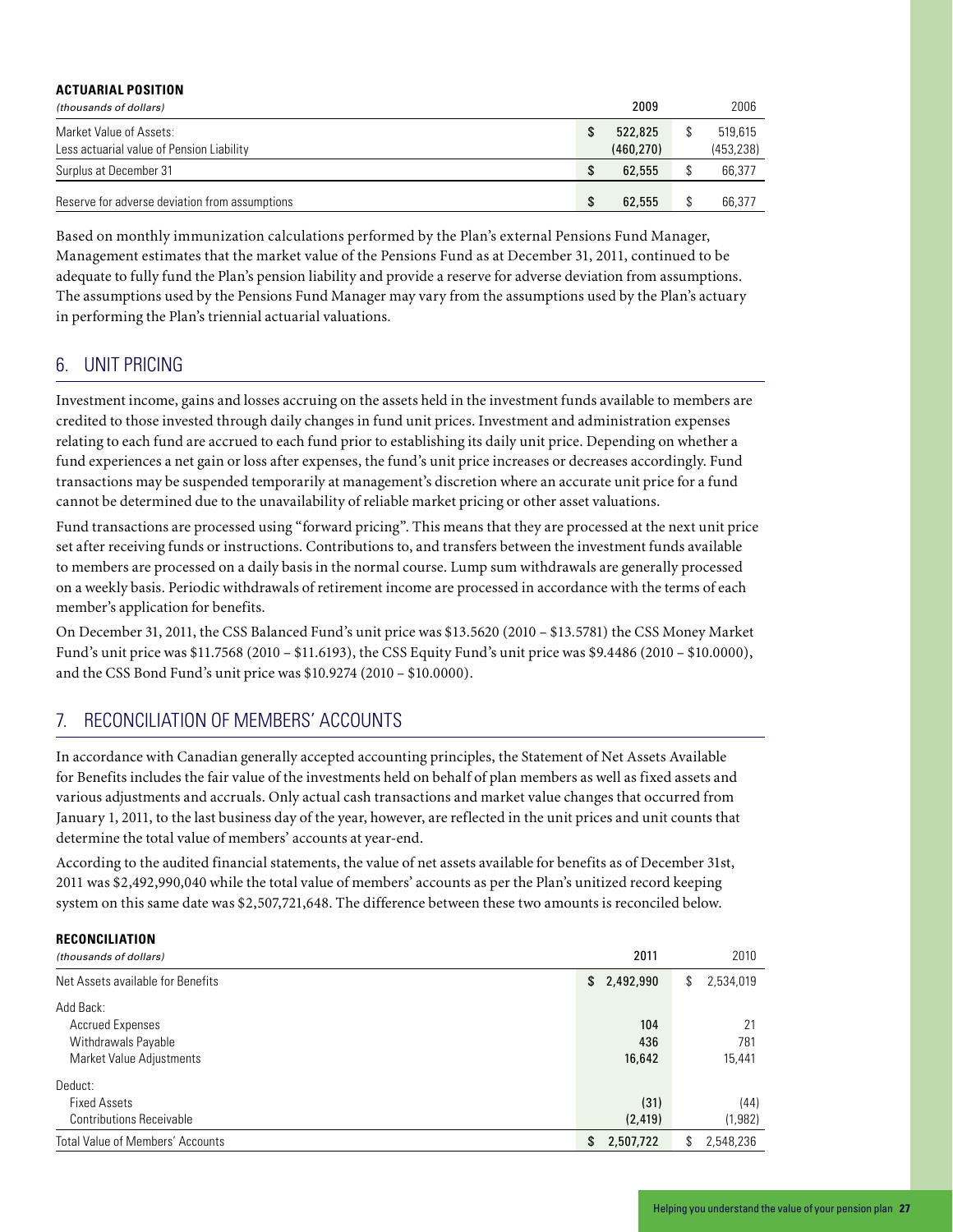**ACTUARIAL POSITION**

| *(thousands of dollars)* | 2009 | 2006 |
|---|---|---|
| Market Value of Assets: | $ 522,825 | $ 519,615 |
| Less actuarial value of Pension Liability | (460,270) | (453,238) |
| Surplus at December 31 | $ 62,555 | $ 66,377 |
| Reserve for adverse deviation from assumptions | $ 62,555 | $ 66,377 |

Based on monthly immunization calculations performed by the Plan's external Pensions Fund Manager, Management estimates that the market value of the Pensions Fund as at December 31, 2011, continued to be adequate to fully fund the Plan's pension liability and provide a reserve for adverse deviation from assumptions. The assumptions used by the Pensions Fund Manager may vary from the assumptions used by the Plan's actuary in performing the Plan's triennial actuarial valuations.

## 6. UNIT PRICING

Investment income, gains and losses accruing on the assets held in the investment funds available to members are credited to those invested through daily changes in fund unit prices. Investment and administration expenses relating to each fund are accrued to each fund prior to establishing its daily unit price. Depending on whether a fund experiences a net gain or loss after expenses, the fund's unit price increases or decreases accordingly. Fund transactions may be suspended temporarily at management's discretion where an accurate unit price for a fund cannot be determined due to the unavailability of reliable market pricing or other asset valuations.

Fund transactions are processed using "forward pricing". This means that they are processed at the next unit price set after receiving funds or instructions. Contributions to, and transfers between the investment funds available to members are processed on a daily basis in the normal course. Lump sum withdrawals are generally processed on a weekly basis. Periodic withdrawals of retirement income are processed in accordance with the terms of each member's application for benefits.

On December 31, 2011, the CSS Balanced Fund's unit price was $13.5620 (2010 – $13.5781) the CSS Money Market Fund's unit price was $11.7568 (2010 – $11.6193), the CSS Equity Fund's unit price was $9.4486 (2010 – $10.0000), and the CSS Bond Fund's unit price was $10.9274 (2010 – $10.0000).

## 7. RECONCILIATION OF MEMBERS' ACCOUNTS

In accordance with Canadian generally accepted accounting principles, the Statement of Net Assets Available for Benefits includes the fair value of the investments held on behalf of plan members as well as fixed assets and various adjustments and accruals. Only actual cash transactions and market value changes that occurred from January 1, 2011, to the last business day of the year, however, are reflected in the unit prices and unit counts that determine the total value of members' accounts at year-end.

According to the audited financial statements, the value of net assets available for benefits as of December 31st, 2011 was $2,492,990,040 while the total value of members' accounts as per the Plan's unitized record keeping system on this same date was $2,507,721,648. The difference between these two amounts is reconciled below.

**RECONCILIATION**

| *(thousands of dollars)* | 2011 | 2010 |
|---|---|---|
| Net Assets available for Benefits | $ 2,492,990 | $ 2,534,019 |
| Add Back: | | |
| Accrued Expenses | 104 | 21 |
| Withdrawals Payable | 436 | 781 |
| Market Value Adjustments | 16,642 | 15,441 |
| Deduct: | | |
| Fixed Assets | (31) | (44) |
| Contributions Receivable | (2,419) | (1,982) |
| Total Value of Members' Accounts | $ 2,507,722 | $ 2,548,236 |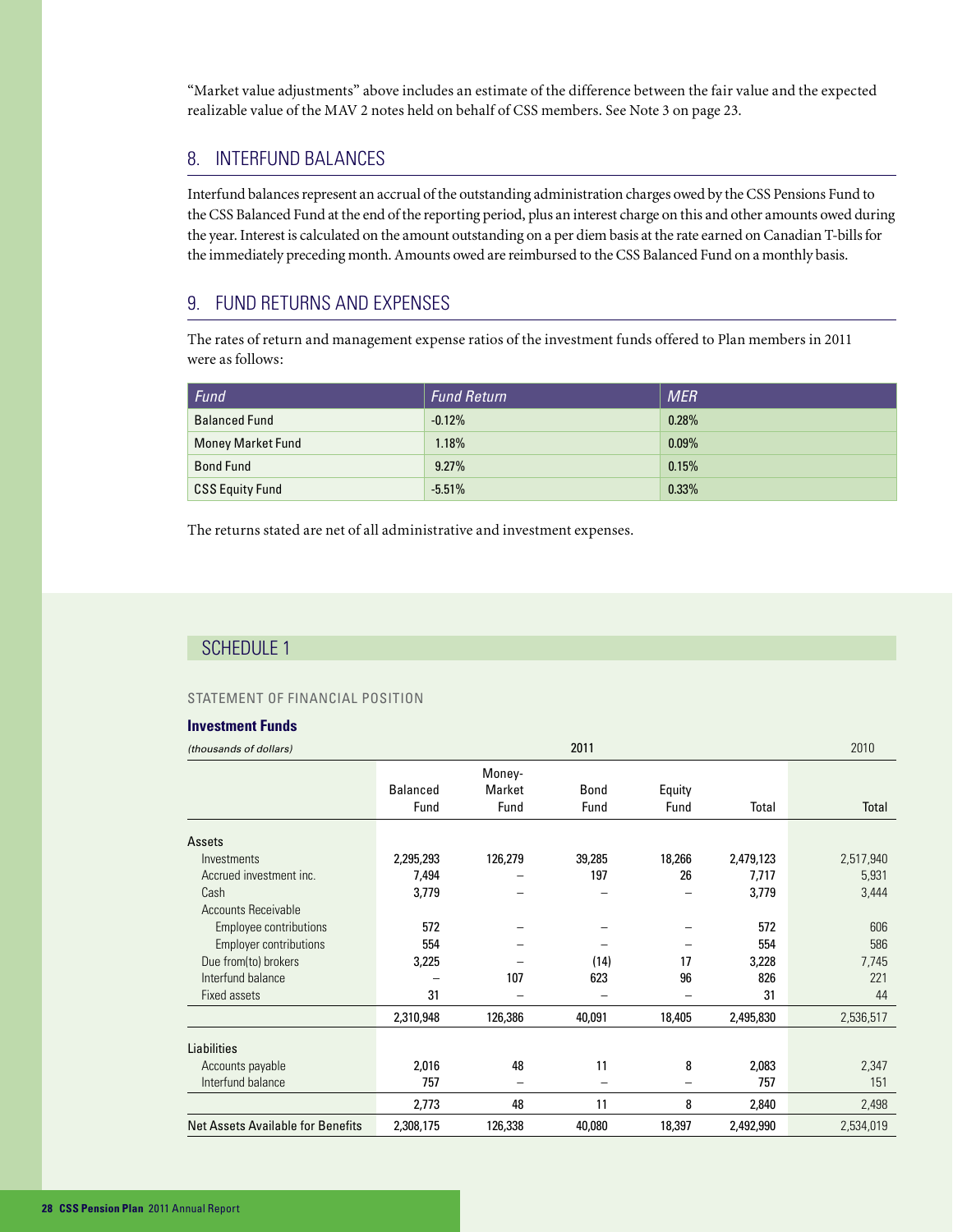"Market value adjustments" above includes an estimate of the difference between the fair value and the expected realizable value of the MAV 2 notes held on behalf of CSS members. See Note 3 on page 23.

## 8. INTERFUND BALANCES

Interfund balances represent an accrual of the outstanding administration charges owed by the CSS Pensions Fund to the CSS Balanced Fund at the end of the reporting period, plus an interest charge on this and other amounts owed during the year. Interest is calculated on the amount outstanding on a per diem basis at the rate earned on Canadian T-bills for the immediately preceding month. Amounts owed are reimbursed to the CSS Balanced Fund on a monthly basis.

## 9. FUND RETURNS AND EXPENSES

The rates of return and management expense ratios of the investment funds offered to Plan members in 2011 were as follows:

| *Fund* | *Fund Return* | *MER* |
|---|---|---|
| Balanced Fund | -0.12% | 0.28% |
| Money Market Fund | 1.18% | 0.09% |
| Bond Fund | 9.27% | 0.15% |
| CSS Equity Fund | -5.51% | 0.33% |

The returns stated are net of all administrative and investment expenses.

## SCHEDULE 1

### STATEMENT OF FINANCIAL POSITION

**Investment Funds**

| *(thousands of dollars)* | 2011 | | | | | 2010 |
|---|---|---|---|---|---|---|
| | Balanced Fund | Money-Market Fund | Bond Fund | Equity Fund | Total | Total |
| **Assets** | | | | | | |
| Investments | 2,295,293 | 126,279 | 39,285 | 18,266 | 2,479,123 | 2,517,940 |
| Accrued investment inc. | 7,494 | – | 197 | 26 | 7,717 | 5,931 |
| Cash | 3,779 | – | – | – | 3,779 | 3,444 |
| Accounts Receivable | | | | | | |
| Employee contributions | 572 | – | – | – | 572 | 606 |
| Employer contributions | 554 | – | – | – | 554 | 586 |
| Due from(to) brokers | 3,225 | – | (14) | 17 | 3,228 | 7,745 |
| Interfund balance | – | 107 | 623 | 96 | 826 | 221 |
| Fixed assets | 31 | – | – | – | 31 | 44 |
| | 2,310,948 | 126,386 | 40,091 | 18,405 | 2,495,830 | 2,536,517 |
| **Liabilities** | | | | | | |
| Accounts payable | 2,016 | 48 | 11 | 8 | 2,083 | 2,347 |
| Interfund balance | 757 | – | – | – | 757 | 151 |
| | 2,773 | 48 | 11 | 8 | 2,840 | 2,498 |
| **Net Assets Available for Benefits** | 2,308,175 | 126,338 | 40,080 | 18,397 | 2,492,990 | 2,534,019 |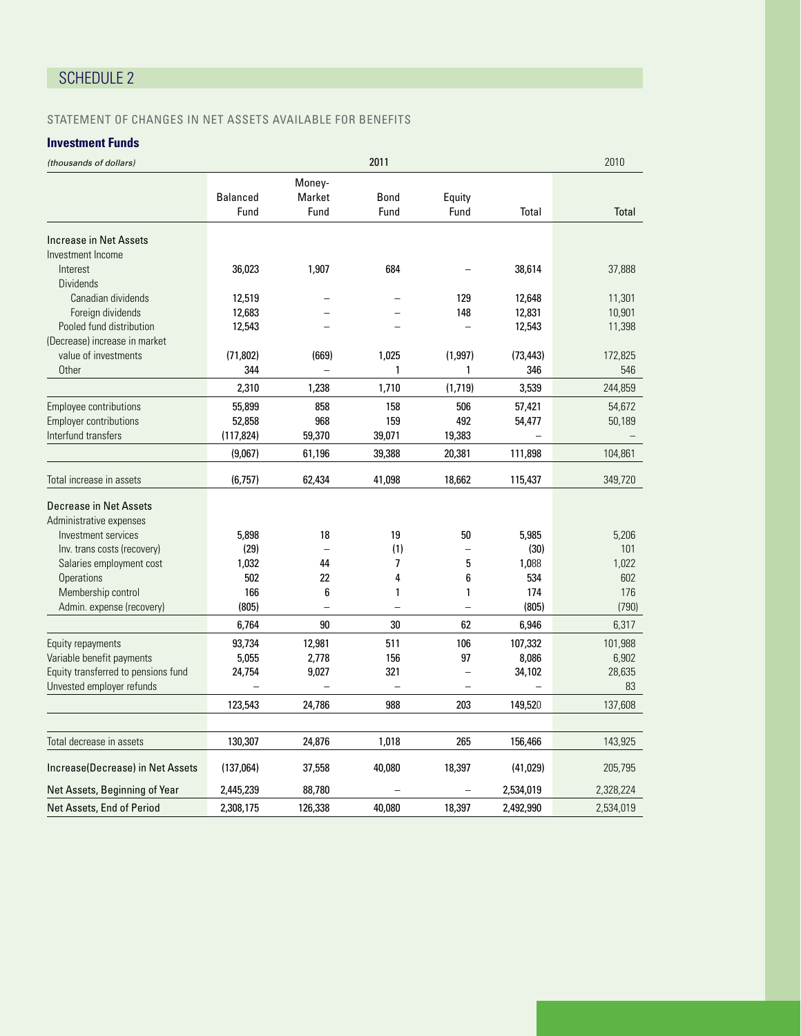## SCHEDULE 2

STATEMENT OF CHANGES IN NET ASSETS AVAILABLE FOR BENEFITS

### Investment Funds

| *(thousands of dollars)* | 2011 | | | | | 2010 |
|---|---|---|---|---|---|---|
| | Balanced Fund | Money-Market Fund | Bond Fund | Equity Fund | Total | Total |
| **Increase in Net Assets** | | | | | | |
| Investment Income | | | | | | |
| Interest | 36,023 | 1,907 | 684 | – | 38,614 | 37,888 |
| Dividends | | | | | | |
| Canadian dividends | 12,519 | – | – | 129 | 12,648 | 11,301 |
| Foreign dividends | 12,683 | – | – | 148 | 12,831 | 10,901 |
| Pooled fund distribution | 12,543 | – | – | – | 12,543 | 11,398 |
| (Decrease) increase in market value of investments | (71,802) | (669) | 1,025 | (1,997) | (73,443) | 172,825 |
| Other | 344 | – | 1 | 1 | 346 | 546 |
| | 2,310 | 1,238 | 1,710 | (1,719) | 3,539 | 244,859 |
| Employee contributions | 55,899 | 858 | 158 | 506 | 57,421 | 54,672 |
| Employer contributions | 52,858 | 968 | 159 | 492 | 54,477 | 50,189 |
| Interfund transfers | (117,824) | 59,370 | 39,071 | 19,383 | – | – |
| | (9,067) | 61,196 | 39,388 | 20,381 | 111,898 | 104,861 |
| Total increase in assets | (6,757) | 62,434 | 41,098 | 18,662 | 115,437 | 349,720 |
| **Decrease in Net Assets** | | | | | | |
| Administrative expenses | | | | | | |
| Investment services | 5,898 | 18 | 19 | 50 | 5,985 | 5,206 |
| Inv. trans costs (recovery) | (29) | – | (1) | – | (30) | 101 |
| Salaries employment cost | 1,032 | 44 | 7 | 5 | 1,088 | 1,022 |
| Operations | 502 | 22 | 4 | 6 | 534 | 602 |
| Membership control | 166 | 6 | 1 | 1 | 174 | 176 |
| Admin. expense (recovery) | (805) | – | – | – | (805) | (790) |
| | 6,764 | 90 | 30 | 62 | 6,946 | 6,317 |
| Equity repayments | 93,734 | 12,981 | 511 | 106 | 107,332 | 101,988 |
| Variable benefit payments | 5,055 | 2,778 | 156 | 97 | 8,086 | 6,902 |
| Equity transferred to pensions fund | 24,754 | 9,027 | 321 | – | 34,102 | 28,635 |
| Unvested employer refunds | – | – | – | – | – | 83 |
| | 123,543 | 24,786 | 988 | 203 | 149,520 | 137,608 |
| Total decrease in assets | 130,307 | 24,876 | 1,018 | 265 | 156,466 | 143,925 |
| **Increase(Decrease) in Net Assets** | (137,064) | 37,558 | 40,080 | 18,397 | (41,029) | 205,795 |
| **Net Assets, Beginning of Year** | 2,445,239 | 88,780 | – | – | 2,534,019 | 2,328,224 |
| **Net Assets, End of Period** | 2,308,175 | 126,338 | 40,080 | 18,397 | 2,492,990 | 2,534,019 |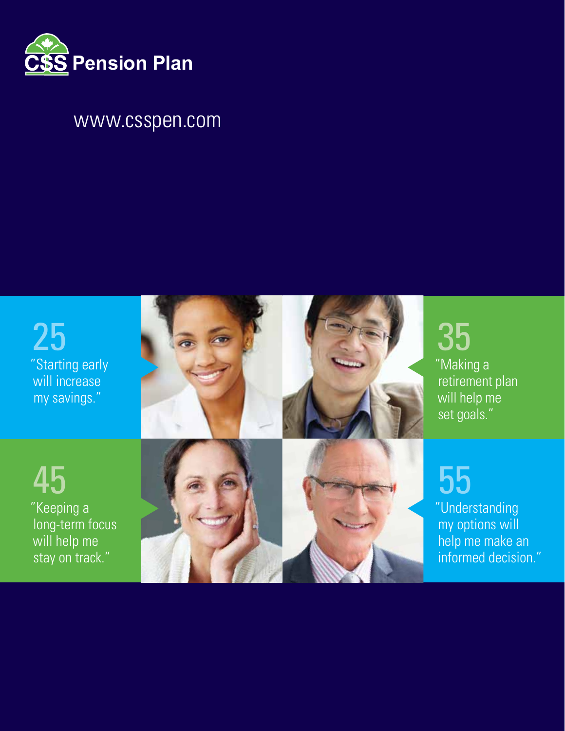CSS Pension Plan

www.csspen.com

25
"Starting early will increase my savings."

35
"Making a retirement plan will help me set goals."

45
"Keeping a long-term focus will help me stay on track."

55
"Understanding my options will help me make an informed decision."